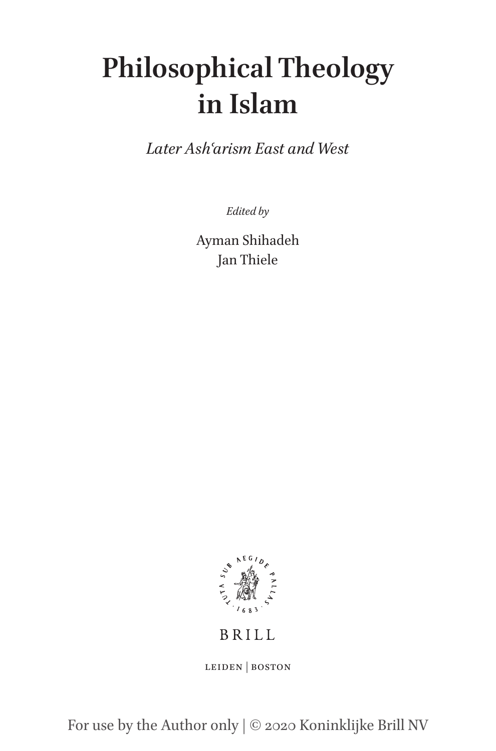# Philosophical Theology in Islam

*Later Ashʿarism East and West*

*Edited by*

Ayman Shihadeh
Jan Thiele

BRILL

LEIDEN | BOSTON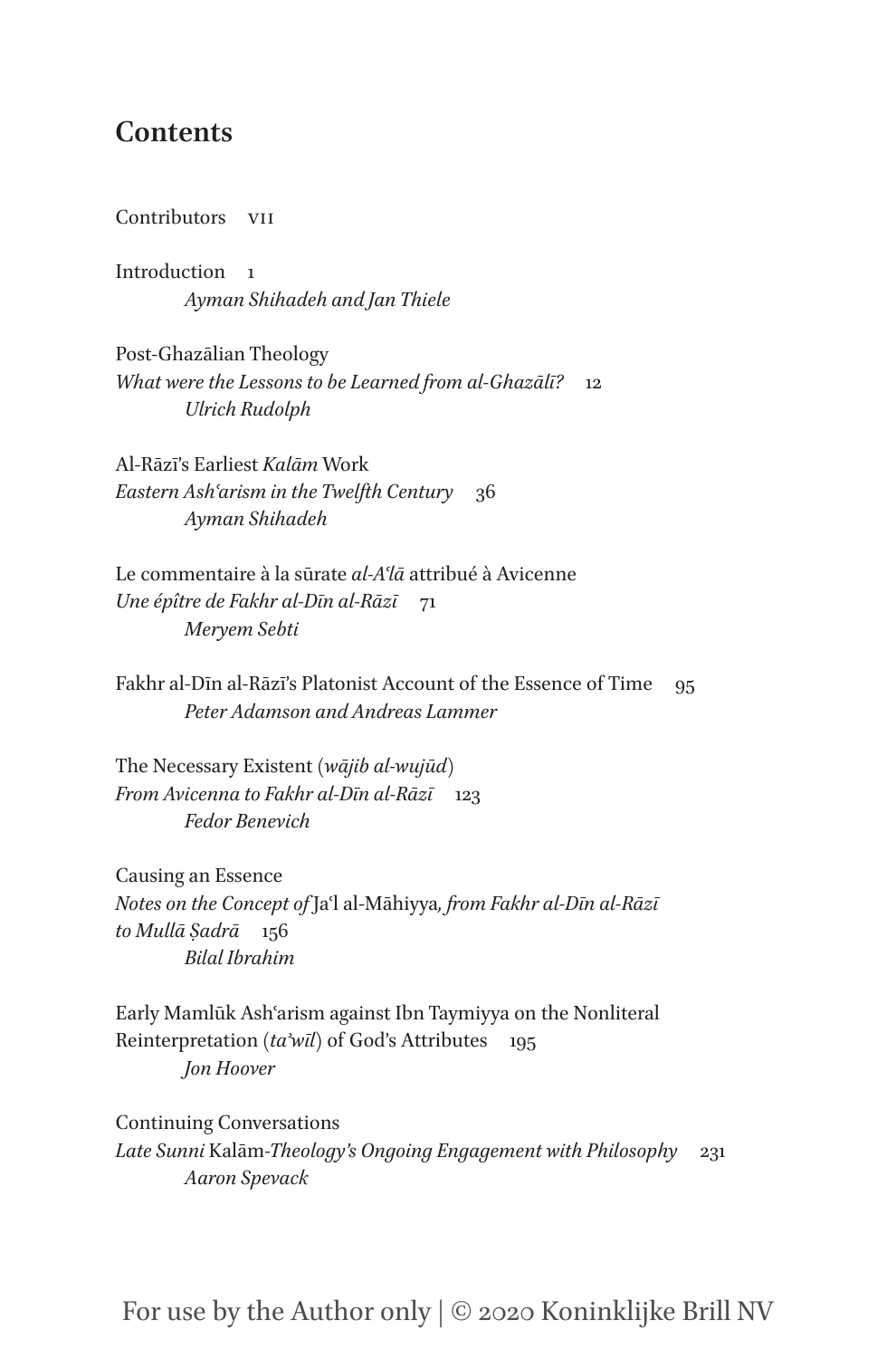## Contents

Contributors VII

Introduction 1
*Ayman Shihadeh and Jan Thiele*

Post-Ghazālian Theology
*What were the Lessons to be Learned from al-Ghazālī?* 12
*Ulrich Rudolph*

Al-Rāzī's Earliest *Kalām* Work
*Eastern Ashʿarism in the Twelfth Century* 36
*Ayman Shihadeh*

Le commentaire à la sūrate *al-Aʿlā* attribué à Avicenne
*Une épître de Fakhr al-Dīn al-Rāzī* 71
*Meryem Sebti*

Fakhr al-Dīn al-Rāzī's Platonist Account of the Essence of Time 95
*Peter Adamson and Andreas Lammer*

The Necessary Existent (*wājib al-wujūd*)
*From Avicenna to Fakhr al-Dīn al-Rāzī* 123
*Fedor Benevich*

Causing an Essence
*Notes on the Concept of* Jaʿl al-Māhiyya*, from Fakhr al-Dīn al-Rāzī to Mullā Ṣadrā* 156
*Bilal Ibrahim*

Early Mamlūk Ashʿarism against Ibn Taymiyya on the Nonliteral Reinterpretation (*taʾwīl*) of God's Attributes 195
*Jon Hoover*

Continuing Conversations
*Late Sunni* Kalām*-Theology's Ongoing Engagement with Philosophy* 231
*Aaron Spevack*

For use by the Author only | © 2020 Koninklijke Brill NV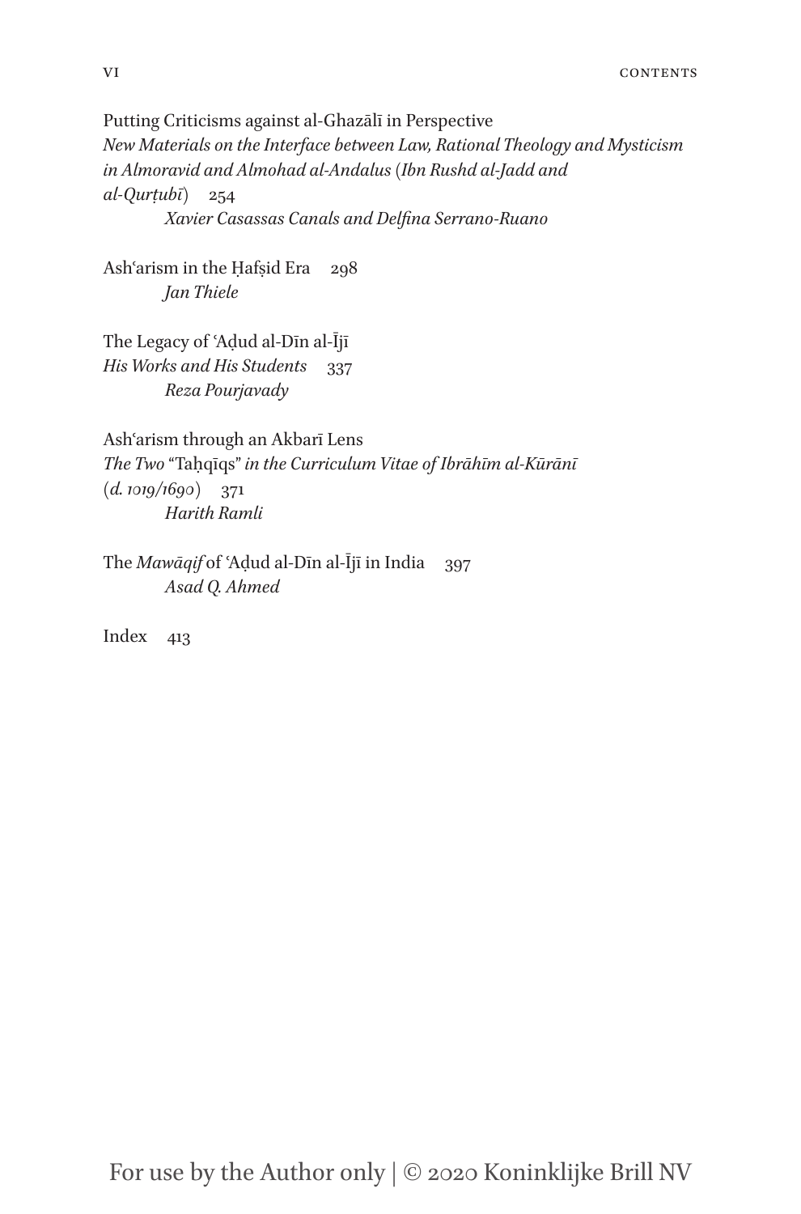Putting Criticisms against al-Ghazālī in Perspective
*New Materials on the Interface between Law, Rational Theology and Mysticism in Almoravid and Almohad al-Andalus (Ibn Rushd al-Jadd and al-Qurṭubī)* 254
*Xavier Casassas Canals and Delfina Serrano-Ruano*

Ashʿarism in the Ḥafṣid Era 298
*Jan Thiele*

The Legacy of ʿAḍud al-Dīn al-Ījī
*His Works and His Students* 337
*Reza Pourjavady*

Ashʿarism through an Akbarī Lens
*The Two* "Taḥqīqs" *in the Curriculum Vitae of Ibrāhīm al-Kūrānī (d. 1019/1690)* 371
*Harith Ramli*

The *Mawāqif* of ʿAḍud al-Dīn al-Ījī in India 397
*Asad Q. Ahmed*

Index 413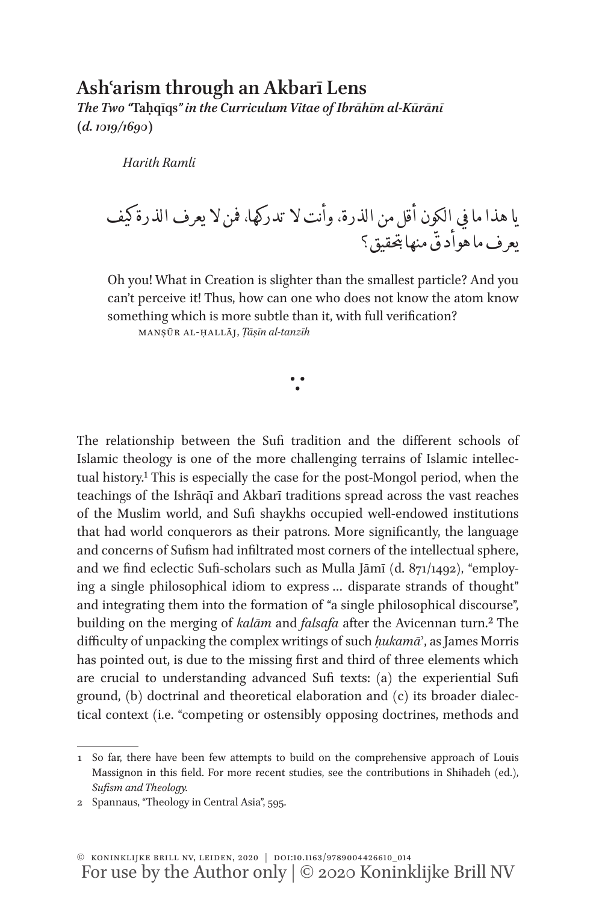# Ashʿarism through an Akbarī Lens

***The Two "Taḥqīqs" in the Curriculum Vitae of Ibrāhīm al-Kūrānī* (*d. 1019/1690*)**

*Harith Ramli*

يا هذا ما في الكون أقل من الذرة، وأنت لا تدركها، فمن لا يعرف الذرة كيف يعرف ما هو أدق منها بتحقيق؟

> Oh you! What in Creation is slighter than the smallest particle? And you can't perceive it! Thus, how can one who does not know the atom know something which is more subtle than it, with full verification?
>
> MANṢŪR AL-ḤALLĀJ, *Ṭāṣīn al-tanzīh*

The relationship between the Sufi tradition and the different schools of Islamic theology is one of the more challenging terrains of Islamic intellectual history.[1] This is especially the case for the post-Mongol period, when the teachings of the Ishrāqī and Akbarī traditions spread across the vast reaches of the Muslim world, and Sufi shaykhs occupied well-endowed institutions that had world conquerors as their patrons. More significantly, the language and concerns of Sufism had infiltrated most corners of the intellectual sphere, and we find eclectic Sufi-scholars such as Mulla Jāmī (d. 871/1492), "employing a single philosophical idiom to express … disparate strands of thought" and integrating them into the formation of "a single philosophical discourse", building on the merging of *kalām* and *falsafa* after the Avicennan turn.[2] The difficulty of unpacking the complex writings of such *ḥukamā*ʾ, as James Morris has pointed out, is due to the missing first and third of three elements which are crucial to understanding advanced Sufi texts: (a) the experiential Sufi ground, (b) doctrinal and theoretical elaboration and (c) its broader dialectical context (i.e. "competing or ostensibly opposing doctrines, methods and

---

1 So far, there have been few attempts to build on the comprehensive approach of Louis Massignon in this field. For more recent studies, see the contributions in Shihadeh (ed.), *Sufism and Theology.*

2 Spannaus, "Theology in Central Asia", 595.

© KONINKLIJKE BRILL NV, LEIDEN, 2020 | DOI:10.1163/9789004426610_014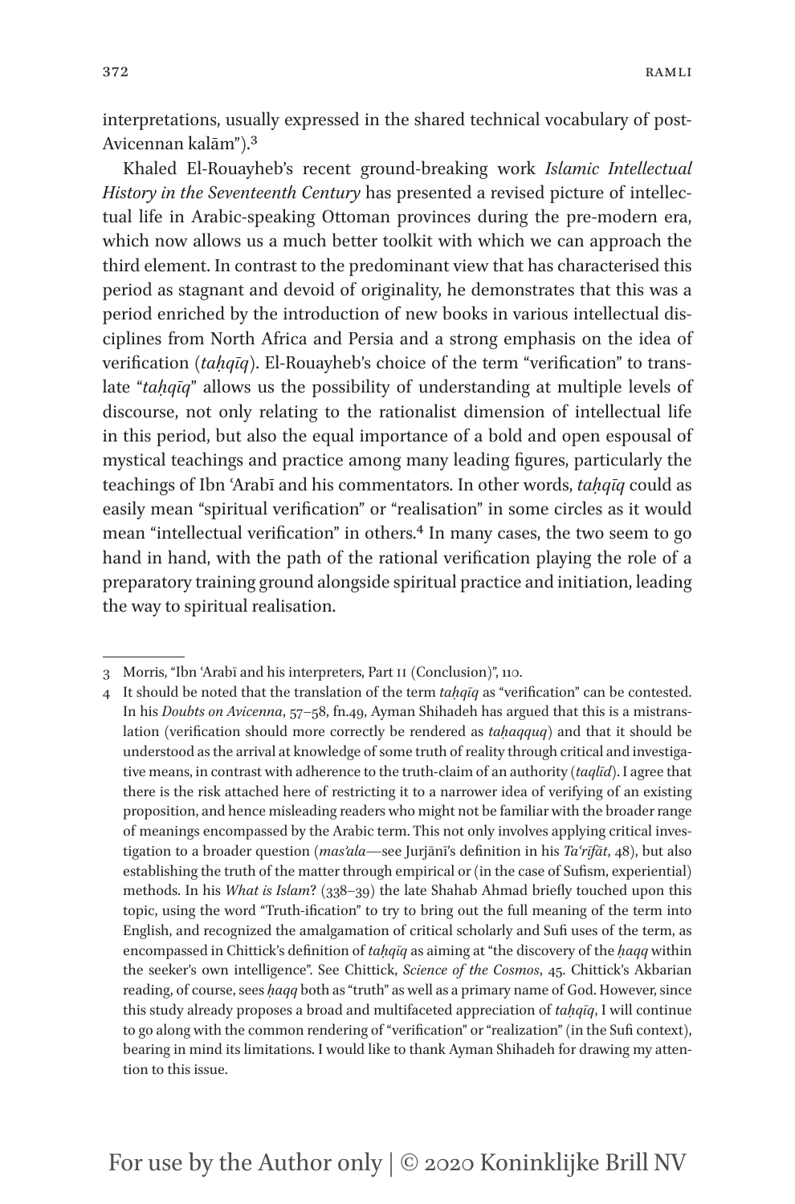interpretations, usually expressed in the shared technical vocabulary of post-Avicennan kalām").[3]

Khaled El-Rouayheb's recent ground-breaking work *Islamic Intellectual History in the Seventeenth Century* has presented a revised picture of intellectual life in Arabic-speaking Ottoman provinces during the pre-modern era, which now allows us a much better toolkit with which we can approach the third element. In contrast to the predominant view that has characterised this period as stagnant and devoid of originality, he demonstrates that this was a period enriched by the introduction of new books in various intellectual disciplines from North Africa and Persia and a strong emphasis on the idea of verification (*taḥqīq*). El-Rouayheb's choice of the term "verification" to translate "*taḥqīq*" allows us the possibility of understanding at multiple levels of discourse, not only relating to the rationalist dimension of intellectual life in this period, but also the equal importance of a bold and open espousal of mystical teachings and practice among many leading figures, particularly the teachings of Ibn ʿArabī and his commentators. In other words, *taḥqīq* could as easily mean "spiritual verification" or "realisation" in some circles as it would mean "intellectual verification" in others.[4] In many cases, the two seem to go hand in hand, with the path of the rational verification playing the role of a preparatory training ground alongside spiritual practice and initiation, leading the way to spiritual realisation.

---

3 Morris, "Ibn ʿArabī and his interpreters, Part II (Conclusion)", 110.

4 It should be noted that the translation of the term *taḥqīq* as "verification" can be contested. In his *Doubts on Avicenna*, 57–58, fn.49, Ayman Shihadeh has argued that this is a mistranslation (verification should more correctly be rendered as *taḥaqquq*) and that it should be understood as the arrival at knowledge of some truth of reality through critical and investigative means, in contrast with adherence to the truth-claim of an authority (*taqlīd*). I agree that there is the risk attached here of restricting it to a narrower idea of verifying of an existing proposition, and hence misleading readers who might not be familiar with the broader range of meanings encompassed by the Arabic term. This not only involves applying critical investigation to a broader question (*mas'ala*—see Jurjānī's definition in his *Taʿrīfāt*, 48), but also establishing the truth of the matter through empirical or (in the case of Sufism, experiential) methods. In his *What is Islam*? (338–39) the late Shahab Ahmad briefly touched upon this topic, using the word "Truth-ification" to try to bring out the full meaning of the term into English, and recognized the amalgamation of critical scholarly and Sufi uses of the term, as encompassed in Chittick's definition of *taḥqīq* as aiming at "the discovery of the *ḥaqq* within the seeker's own intelligence". See Chittick, *Science of the Cosmos*, 45. Chittick's Akbarian reading, of course, sees *ḥaqq* both as "truth" as well as a primary name of God. However, since this study already proposes a broad and multifaceted appreciation of *taḥqīq*, I will continue to go along with the common rendering of "verification" or "realization" (in the Sufi context), bearing in mind its limitations. I would like to thank Ayman Shihadeh for drawing my attention to this issue.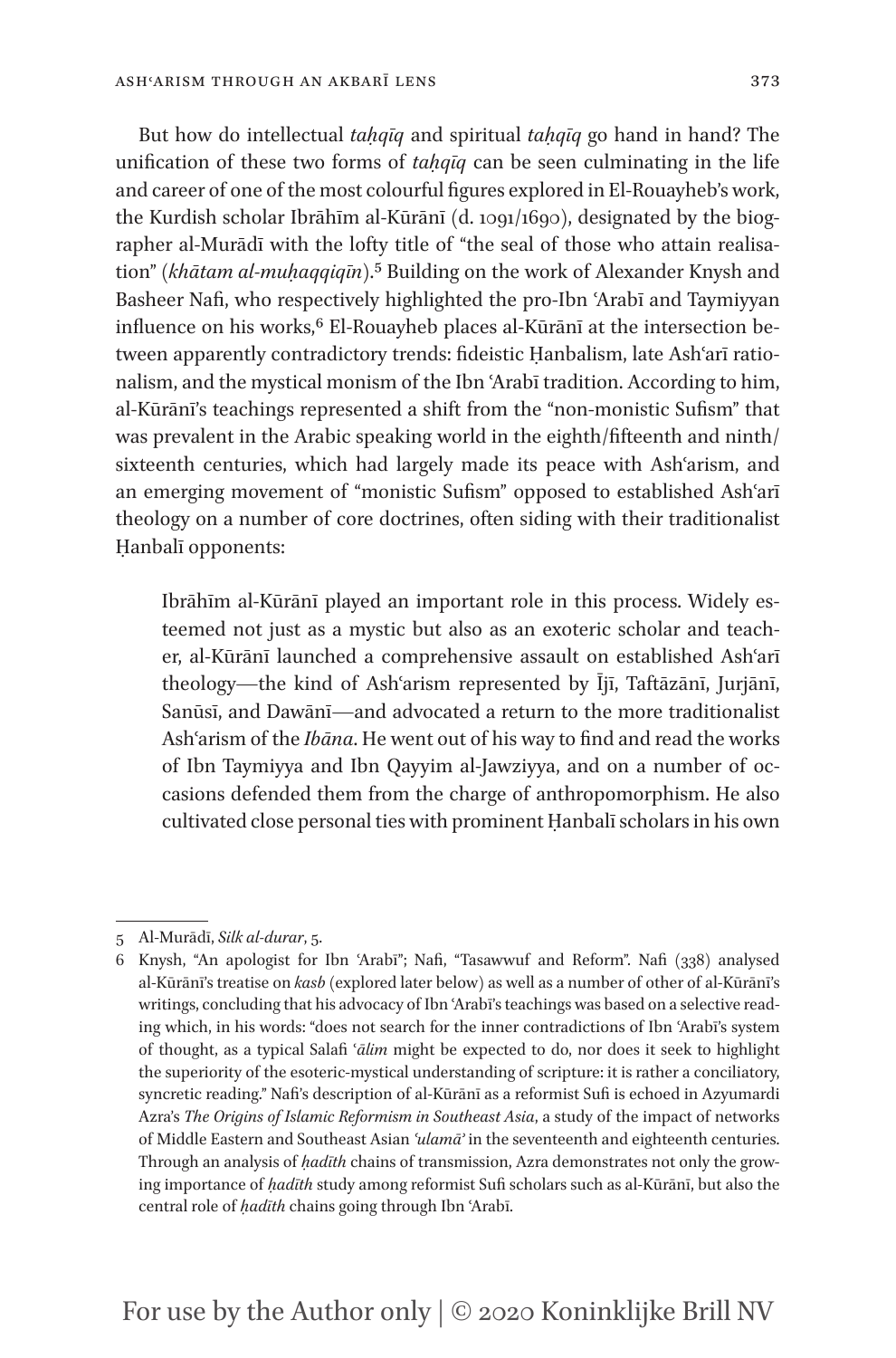But how do intellectual *taḥqīq* and spiritual *taḥqīq* go hand in hand? The unification of these two forms of *taḥqīq* can be seen culminating in the life and career of one of the most colourful figures explored in El-Rouayheb's work, the Kurdish scholar Ibrāhīm al-Kūrānī (d. 1091/1690), designated by the biographer al-Murādī with the lofty title of "the seal of those who attain realisation" (*khātam al-muḥaqqiqīn*).[5] Building on the work of Alexander Knysh and Basheer Nafi, who respectively highlighted the pro-Ibn ʿArabī and Taymiyyan influence on his works,[6] El-Rouayheb places al-Kūrānī at the intersection between apparently contradictory trends: fideistic Ḥanbalism, late Ashʿarī rationalism, and the mystical monism of the Ibn ʿArabī tradition. According to him, al-Kūrānī's teachings represented a shift from the "non-monistic Sufism" that was prevalent in the Arabic speaking world in the eighth/fifteenth and ninth/sixteenth centuries, which had largely made its peace with Ashʿarism, and an emerging movement of "monistic Sufism" opposed to established Ashʿarī theology on a number of core doctrines, often siding with their traditionalist Ḥanbalī opponents:

> Ibrāhīm al-Kūrānī played an important role in this process. Widely esteemed not just as a mystic but also as an exoteric scholar and teacher, al-Kūrānī launched a comprehensive assault on established Ashʿarī theology—the kind of Ashʿarism represented by Ījī, Taftāzānī, Jurjānī, Sanūsī, and Dawānī—and advocated a return to the more traditionalist Ashʿarism of the *Ibāna*. He went out of his way to find and read the works of Ibn Taymiyya and Ibn Qayyim al-Jawziyya, and on a number of occasions defended them from the charge of anthropomorphism. He also cultivated close personal ties with prominent Ḥanbalī scholars in his own

---

5 Al-Murādī, *Silk al-durar*, 5.

6 Knysh, "An apologist for Ibn ʿArabī"; Nafi, "Tasawwuf and Reform". Nafi (338) analysed al-Kūrānī's treatise on *kasb* (explored later below) as well as a number of other of al-Kūrānī's writings, concluding that his advocacy of Ibn ʿArabī's teachings was based on a selective reading which, in his words: "does not search for the inner contradictions of Ibn ʿArabī's system of thought, as a typical Salafi *ʿālim* might be expected to do, nor does it seek to highlight the superiority of the esoteric-mystical understanding of scripture: it is rather a conciliatory, syncretic reading." Nafi's description of al-Kūrānī as a reformist Sufi is echoed in Azyumardi Azra's *The Origins of Islamic Reformism in Southeast Asia*, a study of the impact of networks of Middle Eastern and Southeast Asian *ʿulamāʾ* in the seventeenth and eighteenth centuries. Through an analysis of *ḥadīth* chains of transmission, Azra demonstrates not only the growing importance of *ḥadīth* study among reformist Sufi scholars such as al-Kūrānī, but also the central role of *ḥadīth* chains going through Ibn ʿArabī.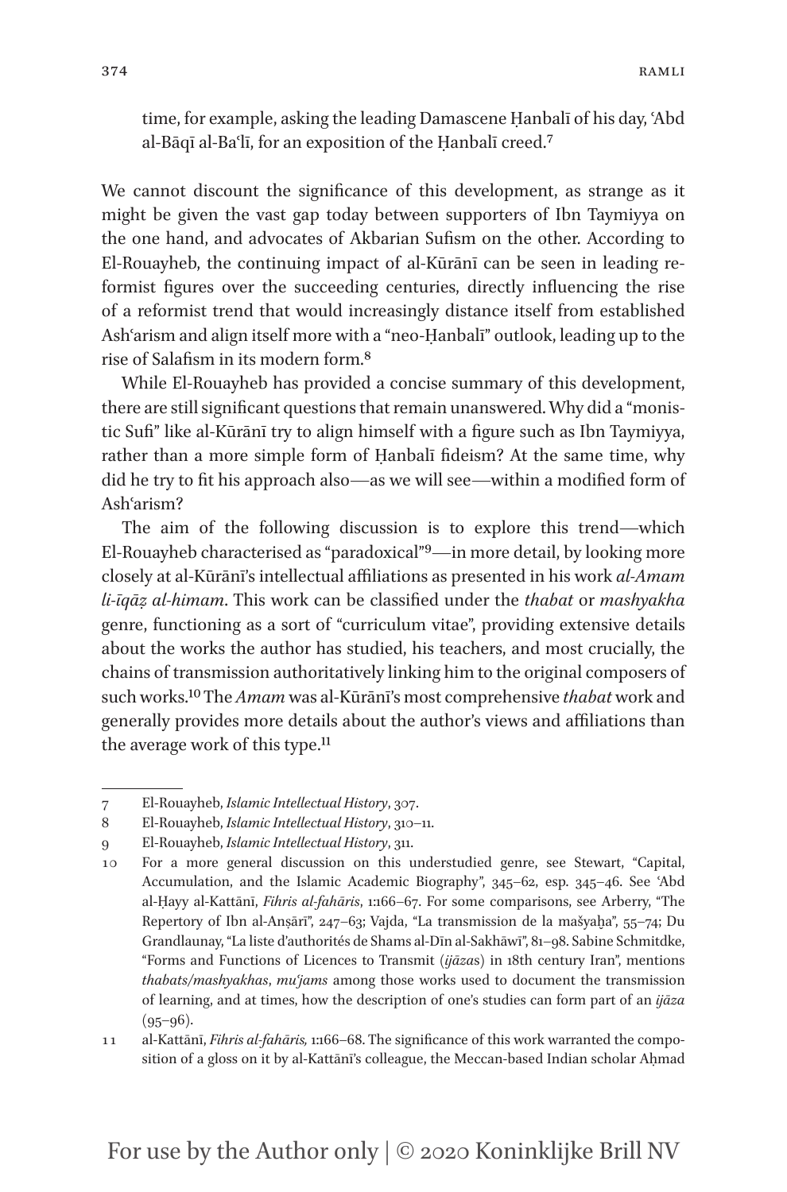time, for example, asking the leading Damascene Ḥanbalī of his day, ʿAbd al-Bāqī al-Baʿlī, for an exposition of the Ḥanbalī creed.[7]

We cannot discount the significance of this development, as strange as it might be given the vast gap today between supporters of Ibn Taymiyya on the one hand, and advocates of Akbarian Sufism on the other. According to El-Rouayheb, the continuing impact of al-Kūrānī can be seen in leading reformist figures over the succeeding centuries, directly influencing the rise of a reformist trend that would increasingly distance itself from established Ashʿarism and align itself more with a "neo-Ḥanbalī" outlook, leading up to the rise of Salafism in its modern form.[8]

While El-Rouayheb has provided a concise summary of this development, there are still significant questions that remain unanswered. Why did a "monistic Sufi" like al-Kūrānī try to align himself with a figure such as Ibn Taymiyya, rather than a more simple form of Ḥanbalī fideism? At the same time, why did he try to fit his approach also—as we will see—within a modified form of Ashʿarism?

The aim of the following discussion is to explore this trend—which El-Rouayheb characterised as "paradoxical"[9]—in more detail, by looking more closely at al-Kūrānī's intellectual affiliations as presented in his work *al-Amam li-īqāẓ al-himam*. This work can be classified under the *thabat* or *mashyakha* genre, functioning as a sort of "curriculum vitae", providing extensive details about the works the author has studied, his teachers, and most crucially, the chains of transmission authoritatively linking him to the original composers of such works.[10] The *Amam* was al-Kūrānī's most comprehensive *thabat* work and generally provides more details about the author's views and affiliations than the average work of this type.[11]

---

7 El-Rouayheb, *Islamic Intellectual History*, 307.

8 El-Rouayheb, *Islamic Intellectual History*, 310–11.

9 El-Rouayheb, *Islamic Intellectual History*, 311.

10 For a more general discussion on this understudied genre, see Stewart, "Capital, Accumulation, and the Islamic Academic Biography", 345–62, esp. 345–46. See ʿAbd al-Ḥayy al-Kattānī, *Fihris al-fahāris*, 1:166–67. For some comparisons, see Arberry, "The Repertory of Ibn al-Anṣārī", 247–63; Vajda, "La transmission de la mašyaḫa", 55–74; Du Grandlaunay, "La liste d'authorités de Shams al-Dīn al-Sakhāwī", 81–98. Sabine Schmitdke, "Forms and Functions of Licences to Transmit (*ijāza*s) in 18th century Iran", mentions *thabats/mashyakhas*, *muʿjams* among those works used to document the transmission of learning, and at times, how the description of one's studies can form part of an *ijāza* (95–96).

11 al-Kattānī, *Fihris al-fahāris,* 1:166–68. The significance of this work warranted the composition of a gloss on it by al-Kattānī's colleague, the Meccan-based Indian scholar Aḥmad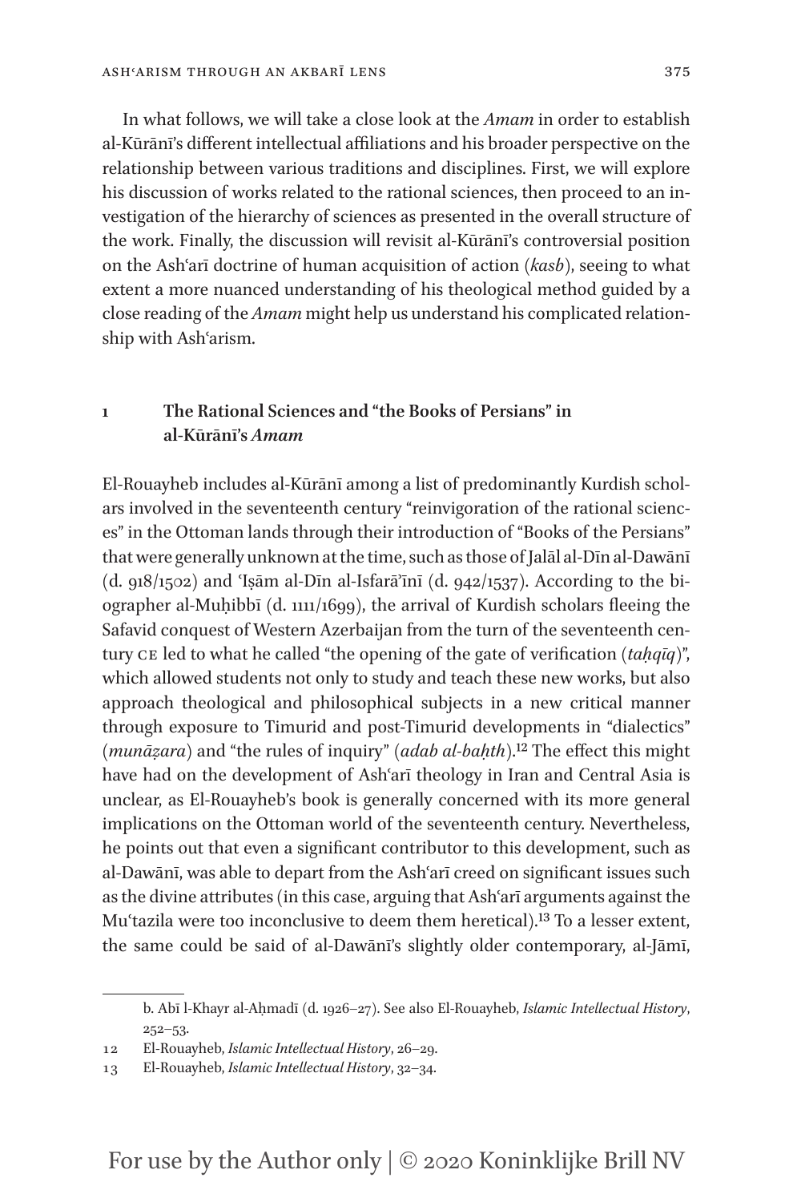In what follows, we will take a close look at the *Amam* in order to establish al-Kūrānī's different intellectual affiliations and his broader perspective on the relationship between various traditions and disciplines. First, we will explore his discussion of works related to the rational sciences, then proceed to an investigation of the hierarchy of sciences as presented in the overall structure of the work. Finally, the discussion will revisit al-Kūrānī's controversial position on the Ashʿarī doctrine of human acquisition of action (*kasb*), seeing to what extent a more nuanced understanding of his theological method guided by a close reading of the *Amam* might help us understand his complicated relationship with Ashʿarism.

## 1 The Rational Sciences and "the Books of Persians" in al-Kūrānī's *Amam*

El-Rouayheb includes al-Kūrānī among a list of predominantly Kurdish scholars involved in the seventeenth century "reinvigoration of the rational sciences" in the Ottoman lands through their introduction of "Books of the Persians" that were generally unknown at the time, such as those of Jalāl al-Dīn al-Dawānī (d. 918/1502) and ʿIṣām al-Dīn al-Isfarāʾīnī (d. 942/1537). According to the biographer al-Muḥibbī (d. 1111/1699), the arrival of Kurdish scholars fleeing the Safavid conquest of Western Azerbaijan from the turn of the seventeenth century CE led to what he called "the opening of the gate of verification (*taḥqīq*)", which allowed students not only to study and teach these new works, but also approach theological and philosophical subjects in a new critical manner through exposure to Timurid and post-Timurid developments in "dialectics" (*munāẓara*) and "the rules of inquiry" (*adab al-baḥth*).[12] The effect this might have had on the development of Ashʿarī theology in Iran and Central Asia is unclear, as El-Rouayheb's book is generally concerned with its more general implications on the Ottoman world of the seventeenth century. Nevertheless, he points out that even a significant contributor to this development, such as al-Dawānī, was able to depart from the Ashʿarī creed on significant issues such as the divine attributes (in this case, arguing that Ashʿarī arguments against the Muʿtazila were too inconclusive to deem them heretical).[13] To a lesser extent, the same could be said of al-Dawānī's slightly older contemporary, al-Jāmī,

---

b. Abī l-Khayr al-Aḥmadī (d. 1926–27). See also El-Rouayheb, *Islamic Intellectual History*, 252–53.

12 El-Rouayheb, *Islamic Intellectual History*, 26–29.

13 El-Rouayheb, *Islamic Intellectual History*, 32–34.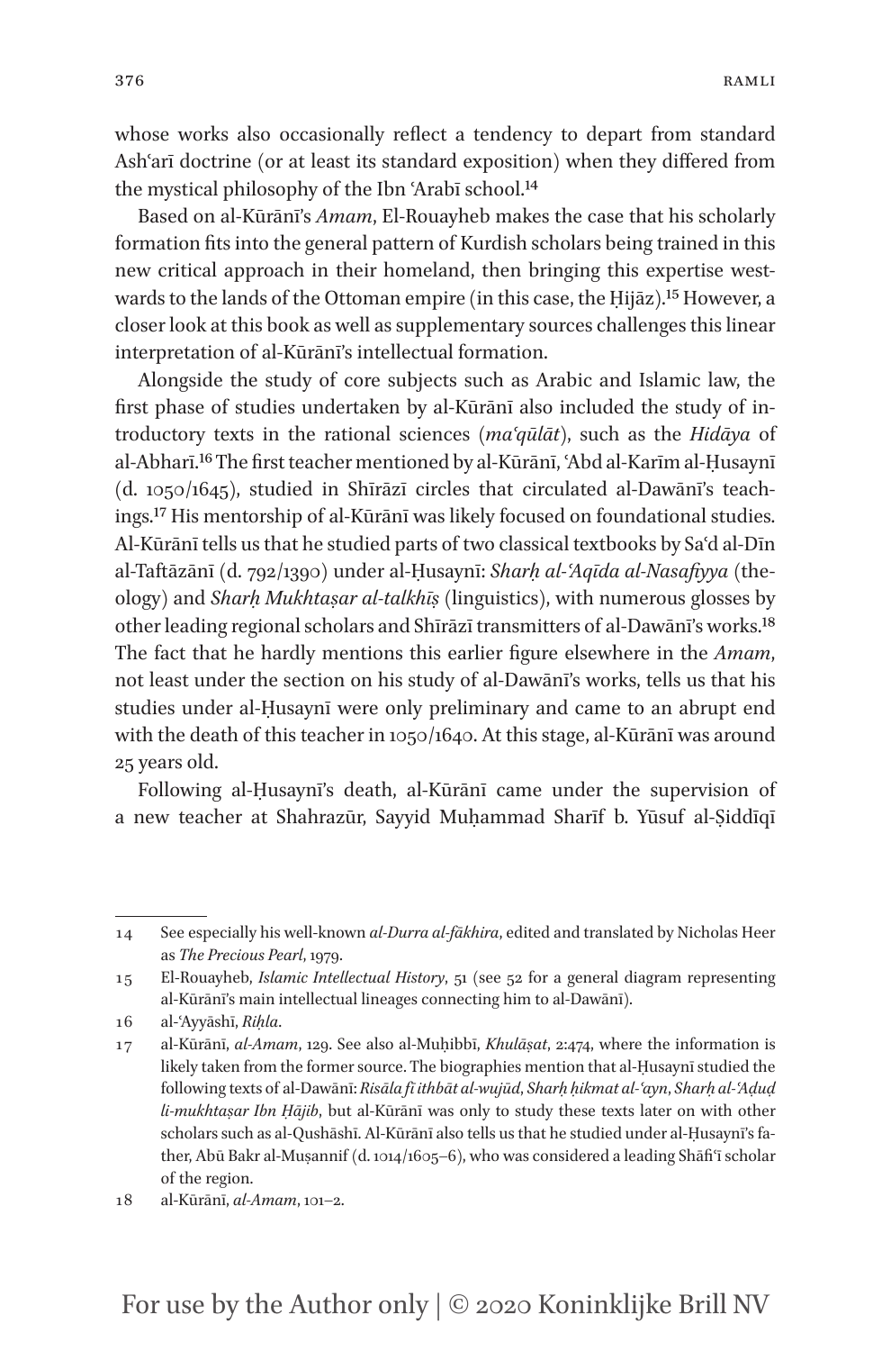whose works also occasionally reflect a tendency to depart from standard Ashʿarī doctrine (or at least its standard exposition) when they differed from the mystical philosophy of the Ibn ʿArabī school.[14]

Based on al-Kūrānī's *Amam*, El-Rouayheb makes the case that his scholarly formation fits into the general pattern of Kurdish scholars being trained in this new critical approach in their homeland, then bringing this expertise westwards to the lands of the Ottoman empire (in this case, the Ḥijāz).[15] However, a closer look at this book as well as supplementary sources challenges this linear interpretation of al-Kūrānī's intellectual formation.

Alongside the study of core subjects such as Arabic and Islamic law, the first phase of studies undertaken by al-Kūrānī also included the study of introductory texts in the rational sciences (*maʿqūlāt*), such as the *Hidāya* of al-Abharī.[16] The first teacher mentioned by al-Kūrānī, ʿAbd al-Karīm al-Ḥusaynī (d. 1050/1645), studied in Shīrāzī circles that circulated al-Dawānī's teachings.[17] His mentorship of al-Kūrānī was likely focused on foundational studies. Al-Kūrānī tells us that he studied parts of two classical textbooks by Saʿd al-Dīn al-Taftāzānī (d. 792/1390) under al-Ḥusaynī: *Sharḥ al-ʿAqīda al-Nasafiyya* (theology) and *Sharḥ Mukhtaṣar al-talkhīṣ* (linguistics), with numerous glosses by other leading regional scholars and Shīrāzī transmitters of al-Dawānī's works.[18] The fact that he hardly mentions this earlier figure elsewhere in the *Amam*, not least under the section on his study of al-Dawānī's works, tells us that his studies under al-Ḥusaynī were only preliminary and came to an abrupt end with the death of this teacher in 1050/1640. At this stage, al-Kūrānī was around 25 years old.

Following al-Ḥusaynī's death, al-Kūrānī came under the supervision of a new teacher at Shahrazūr, Sayyid Muḥammad Sharīf b. Yūsuf al-Ṣiddīqī

---

14 See especially his well-known *al-Durra al-fākhira*, edited and translated by Nicholas Heer as *The Precious Pearl*, 1979.

15 El-Rouayheb, *Islamic Intellectual History*, 51 (see 52 for a general diagram representing al-Kūrānī's main intellectual lineages connecting him to al-Dawānī).

16 al-ʿAyyāshī, *Riḥla*.

17 al-Kūrānī, *al-Amam*, 129. See also al-Muḥibbī, *Khulāṣat*, 2:474, where the information is likely taken from the former source. The biographies mention that al-Ḥusaynī studied the following texts of al-Dawānī: *Risāla fī ithbāt al-wujūd*, *Sharḥ ḥikmat al-ʿayn*, *Sharḥ al-ʿAḍuḍ li-mukhtaṣar Ibn Ḥājib*, but al-Kūrānī was only to study these texts later on with other scholars such as al-Qushāshī. Al-Kūrānī also tells us that he studied under al-Ḥusaynī's father, Abū Bakr al-Muṣannif (d. 1014/1605–6), who was considered a leading Shāfiʿī scholar of the region.

18 al-Kūrānī, *al-Amam*, 101–2.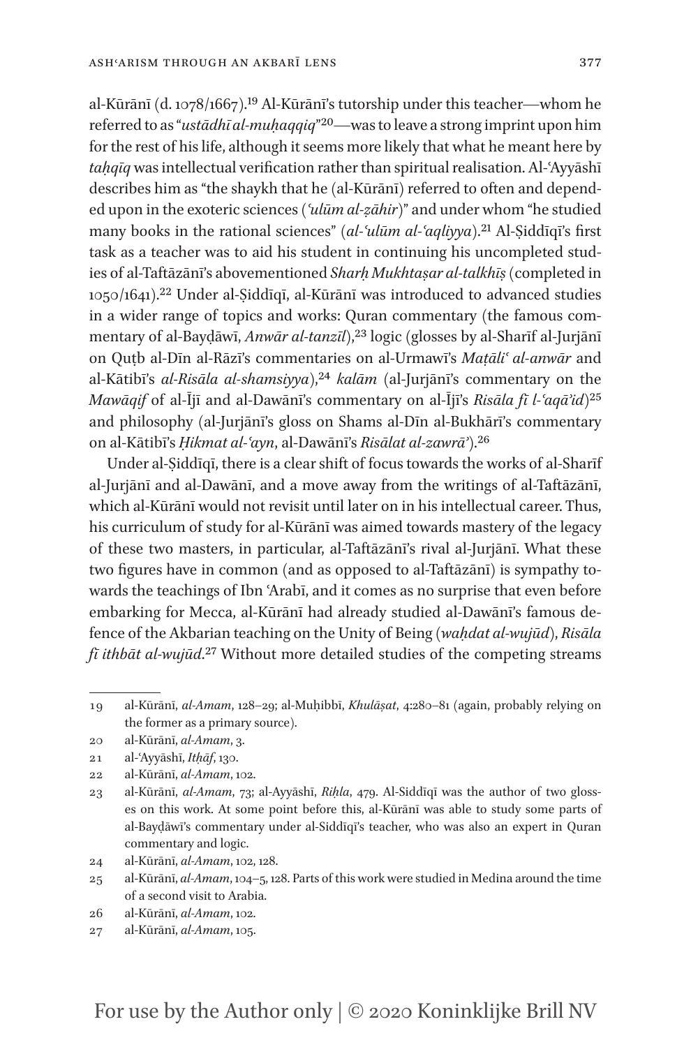al-Kūrānī (d. 1078/1667).[19] Al-Kūrānī's tutorship under this teacher—whom he referred to as "*ustādhī al-muḥaqqiq*"[20]—was to leave a strong imprint upon him for the rest of his life, although it seems more likely that what he meant here by *taḥqīq* was intellectual verification rather than spiritual realisation. Al-ʿAyyāshī describes him as "the shaykh that he (al-Kūrānī) referred to often and depended upon in the exoteric sciences (*ʿulūm al-ẓāhir*)" and under whom "he studied many books in the rational sciences" (*al-ʿulūm al-ʿaqliyya*).[21] Al-Ṣiddīqī's first task as a teacher was to aid his student in continuing his uncompleted studies of al-Taftāzānī's abovementioned *Sharḥ Mukhtaṣar al-talkhīṣ* (completed in 1050/1641).[22] Under al-Ṣiddīqī, al-Kūrānī was introduced to advanced studies in a wider range of topics and works: Quran commentary (the famous commentary of al-Bayḍāwī, *Anwār al-tanzīl*),[23] logic (glosses by al-Sharīf al-Jurjānī on Quṭb al-Dīn al-Rāzī's commentaries on al-Urmawī's *Maṭāliʿ al-anwār* and al-Kātibī's *al-Risāla al-shamsiyya*),[24] *kalām* (al-Jurjānī's commentary on the *Mawāqif* of al-Ījī and al-Dawānī's commentary on al-Ījī's *Risāla fī l-ʿaqāʾid*)[25] and philosophy (al-Jurjānī's gloss on Shams al-Dīn al-Bukhārī's commentary on al-Kātibī's *Ḥikmat al-ʿayn*, al-Dawānī's *Risālat al-zawrāʾ*).[26]

Under al-Ṣiddīqī, there is a clear shift of focus towards the works of al-Sharīf al-Jurjānī and al-Dawānī, and a move away from the writings of al-Taftāzānī, which al-Kūrānī would not revisit until later on in his intellectual career. Thus, his curriculum of study for al-Kūrānī was aimed towards mastery of the legacy of these two masters, in particular, al-Taftāzānī's rival al-Jurjānī. What these two figures have in common (and as opposed to al-Taftāzānī) is sympathy towards the teachings of Ibn ʿArabī, and it comes as no surprise that even before embarking for Mecca, al-Kūrānī had already studied al-Dawānī's famous defence of the Akbarian teaching on the Unity of Being (*waḥdat al-wujūd*), *Risāla fī ithbāt al-wujūd*.[27] Without more detailed studies of the competing streams

---

19 al-Kūrānī, *al-Amam*, 128–29; al-Muḥibbī, *Khulāṣat*, 4:280–81 (again, probably relying on the former as a primary source).

20 al-Kūrānī, *al-Amam*, 3.

21 al-ʿAyyāshī, *Itḥāf*, 130.

22 al-Kūrānī, *al-Amam*, 102.

23 al-Kūrānī, *al-Amam*, 73; al-Ayyāshī, *Riḥla*, 479. Al-Siddīqī was the author of two glosses on this work. At some point before this, al-Kūrānī was able to study some parts of al-Bayḍāwī's commentary under al-Siddīqī's teacher, who was also an expert in Quran commentary and logic.

24 al-Kūrānī, *al-Amam*, 102, 128.

25 al-Kūrānī, *al-Amam*, 104–5, 128. Parts of this work were studied in Medina around the time of a second visit to Arabia.

26 al-Kūrānī, *al-Amam*, 102.

27 al-Kūrānī, *al-Amam*, 105.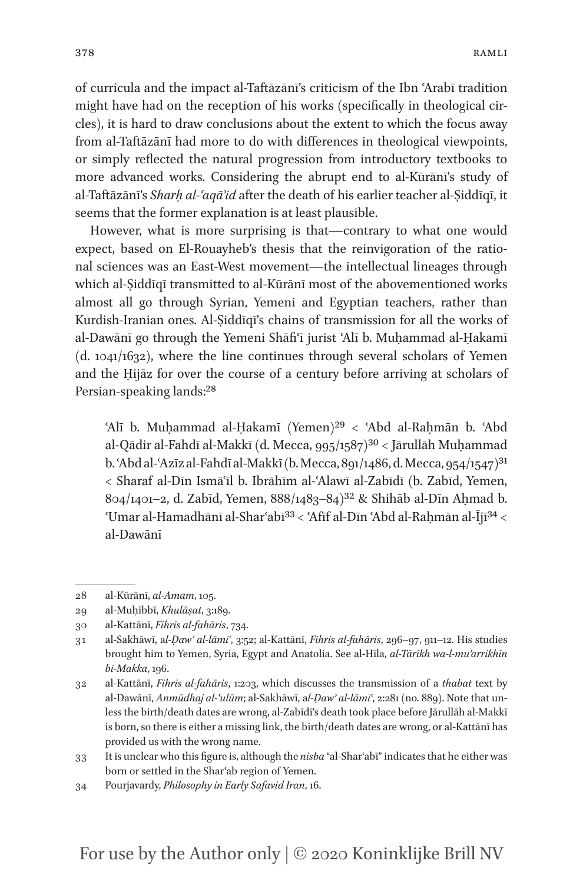of curricula and the impact al-Taftāzānī's criticism of the Ibn ʿArabī tradition might have had on the reception of his works (specifically in theological circles), it is hard to draw conclusions about the extent to which the focus away from al-Taftāzānī had more to do with differences in theological viewpoints, or simply reflected the natural progression from introductory textbooks to more advanced works. Considering the abrupt end to al-Kūrānī's study of al-Taftāzānī's *Sharḥ al-ʿaqāʾid* after the death of his earlier teacher al-Ṣiddīqī, it seems that the former explanation is at least plausible.

However, what is more surprising is that—contrary to what one would expect, based on El-Rouayheb's thesis that the reinvigoration of the rational sciences was an East-West movement—the intellectual lineages through which al-Ṣiddīqī transmitted to al-Kūrānī most of the abovementioned works almost all go through Syrian, Yemeni and Egyptian teachers, rather than Kurdish-Iranian ones. Al-Ṣiddīqī's chains of transmission for all the works of al-Dawānī go through the Yemeni Shāfiʿī jurist ʿAlī b. Muḥammad al-Ḥakamī (d. 1041/1632), where the line continues through several scholars of Yemen and the Ḥijāz for over the course of a century before arriving at scholars of Persian-speaking lands:[28]

> ʿAlī b. Muḥammad al-Ḥakamī (Yemen)[29] < ʿAbd al-Raḥmān b. ʿAbd al-Qādir al-Fahdī al-Makkī (d. Mecca, 995/1587)[30] < Jārullāh Muḥammad b. ʿAbd al-ʿAzīz al-Fahdī al-Makkī (b. Mecca, 891/1486, d. Mecca, 954/1547)[31] < Sharaf al-Dīn Ismāʿīl b. Ibrāhīm al-ʿAlawī al-Zabīdī (b. Zabīd, Yemen, 804/1401–2, d. Zabīd, Yemen, 888/1483–84)[32] & Shihāb al-Dīn Aḥmad b. ʿUmar al-Hamadhānī al-Sharʿabī[33] < ʿAfīf al-Dīn ʿAbd al-Raḥmān al-Ījī[34] < al-Dawānī

---

28 al-Kūrānī, *al-Amam*, 105.

29 al-Muḥibbī, *Khulāṣat*, 3:189.

30 al-Kattānī, *Fihris al-fahāris*, 734.

31 al-Sakhāwī, *al-Ḍawʾ al-lāmiʿ*, 3:52; al-Kattānī, *Fihris al-fahāris*, 296–97, 911–12. His studies brought him to Yemen, Syria, Egypt and Anatolia. See al-Hīla, *al-Tārīkh wa-l-muʾarrikhīn bi-Makka*, 196.

32 al-Kattānī, *Fihris al-fahāris*, 1:203, which discusses the transmission of a *thabat* text by al-Dawānī, *Anmūdhaj al-ʿulūm*; al-Sakhāwī, *al-Ḍawʾ al-lāmiʿ*, 2:281 (no. 889). Note that unless the birth/death dates are wrong, al-Zabīdī's death took place before Jārullāh al-Makkī is born, so there is either a missing link, the birth/death dates are wrong, or al-Kattānī has provided us with the wrong name.

33 It is unclear who this figure is, although the *nisba* "al-Sharʿabī" indicates that he either was born or settled in the Sharʿab region of Yemen.

34 Pourjavardy, *Philosophy in Early Safavid Iran*, 16.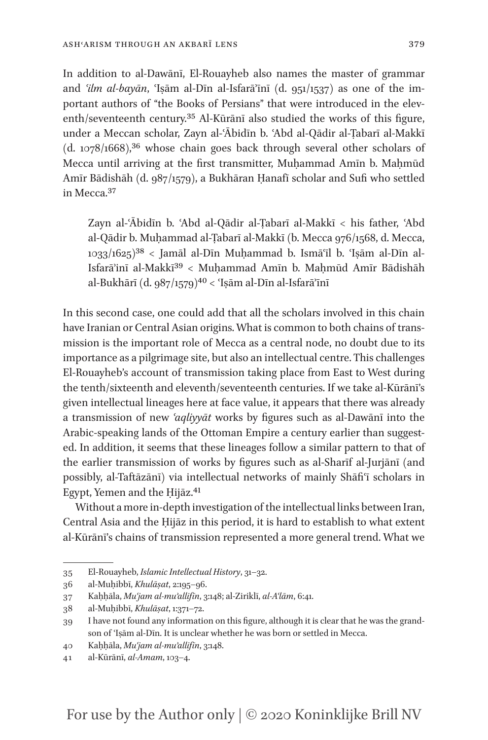In addition to al-Dawānī, El-Rouayheb also names the master of grammar and *ʿilm al-bayān*, ʿIṣām al-Dīn al-Isfarāʾīnī (d. 951/1537) as one of the important authors of "the Books of Persians" that were introduced in the eleventh/seventeenth century.[35] Al-Kūrānī also studied the works of this figure, under a Meccan scholar, Zayn al-ʿĀbidīn b. ʿAbd al-Qādir al-Ṭabarī al-Makkī (d. 1078/1668),[36] whose chain goes back through several other scholars of Mecca until arriving at the first transmitter, Muḥammad Amīn b. Maḥmūd Amīr Bādishāh (d. 987/1579), a Bukhāran Ḥanafī scholar and Sufi who settled in Mecca.[37]

> Zayn al-ʿĀbidīn b. ʿAbd al-Qādir al-Ṭabarī al-Makkī < his father, ʿAbd al-Qādir b. Muḥammad al-Ṭabarī al-Makkī (b. Mecca 976/1568, d. Mecca, 1033/1625)[38] < Jamāl al-Dīn Muḥammad b. Ismāʿīl b. ʿIṣām al-Dīn al-Isfarāʾinī al-Makkī[39] < Muḥammad Amīn b. Maḥmūd Amīr Bādishāh al-Bukhārī (d. 987/1579)[40] < ʿIṣām al-Dīn al-Isfarāʾīnī

In this second case, one could add that all the scholars involved in this chain have Iranian or Central Asian origins. What is common to both chains of transmission is the important role of Mecca as a central node, no doubt due to its importance as a pilgrimage site, but also an intellectual centre. This challenges El-Rouayheb's account of transmission taking place from East to West during the tenth/sixteenth and eleventh/seventeenth centuries. If we take al-Kūrānī's given intellectual lineages here at face value, it appears that there was already a transmission of new *ʿaqliyyāt* works by figures such as al-Dawānī into the Arabic-speaking lands of the Ottoman Empire a century earlier than suggested. In addition, it seems that these lineages follow a similar pattern to that of the earlier transmission of works by figures such as al-Sharīf al-Jurjānī (and possibly, al-Taftāzānī) via intellectual networks of mainly Shāfiʿī scholars in Egypt, Yemen and the Ḥijāz.[41]

Without a more in-depth investigation of the intellectual links between Iran, Central Asia and the Ḥijāz in this period, it is hard to establish to what extent al-Kūrānī's chains of transmission represented a more general trend. What we

---

35 El-Rouayheb, *Islamic Intellectual History*, 31–32.

36 al-Muḥibbī, *Khulāṣat*, 2:195–96.

37 Kaḥḥāla, *Muʿjam al-muʾallifīn*, 3:148; al-Ziriklī, *al-Aʿlām*, 6:41.

38 al-Muḥibbī, *Khulāṣat*, 1:371–72.

39 I have not found any information on this figure, although it is clear that he was the grandson of ʿIṣām al-Dīn. It is unclear whether he was born or settled in Mecca.

40 Kaḥḥāla, *Muʿjam al-muʾallifīn*, 3:148.

41 al-Kūrānī, *al-Amam*, 103–4.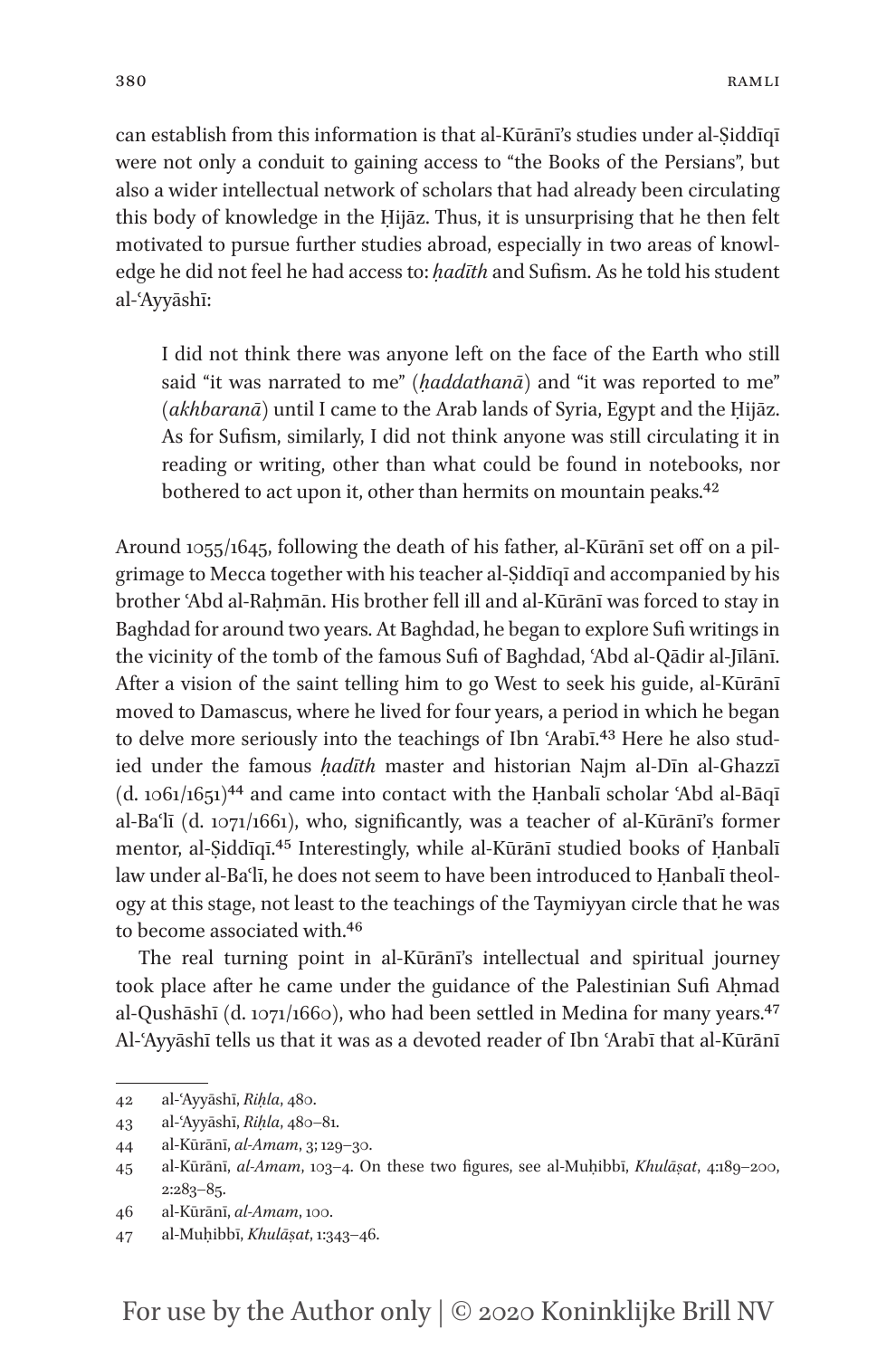can establish from this information is that al-Kūrānī's studies under al-Ṣiddīqī were not only a conduit to gaining access to "the Books of the Persians", but also a wider intellectual network of scholars that had already been circulating this body of knowledge in the Ḥijāz. Thus, it is unsurprising that he then felt motivated to pursue further studies abroad, especially in two areas of knowledge he did not feel he had access to: *ḥadīth* and Sufism. As he told his student al-ʿAyyāshī:

> I did not think there was anyone left on the face of the Earth who still said "it was narrated to me" (*ḥaddathanā*) and "it was reported to me" (*akhbaranā*) until I came to the Arab lands of Syria, Egypt and the Ḥijāz. As for Sufism, similarly, I did not think anyone was still circulating it in reading or writing, other than what could be found in notebooks, nor bothered to act upon it, other than hermits on mountain peaks.[42]

Around 1055/1645, following the death of his father, al-Kūrānī set off on a pilgrimage to Mecca together with his teacher al-Ṣiddīqī and accompanied by his brother ʿAbd al-Raḥmān. His brother fell ill and al-Kūrānī was forced to stay in Baghdad for around two years. At Baghdad, he began to explore Sufi writings in the vicinity of the tomb of the famous Sufi of Baghdad, ʿAbd al-Qādir al-Jīlānī. After a vision of the saint telling him to go West to seek his guide, al-Kūrānī moved to Damascus, where he lived for four years, a period in which he began to delve more seriously into the teachings of Ibn ʿArabī.[43] Here he also studied under the famous *ḥadīth* master and historian Najm al-Dīn al-Ghazzī (d. 1061/1651)[44] and came into contact with the Ḥanbalī scholar ʿAbd al-Bāqī al-Baʿlī (d. 1071/1661), who, significantly, was a teacher of al-Kūrānī's former mentor, al-Ṣiddīqī.[45] Interestingly, while al-Kūrānī studied books of Ḥanbalī law under al-Baʿlī, he does not seem to have been introduced to Ḥanbalī theology at this stage, not least to the teachings of the Taymiyyan circle that he was to become associated with.[46]

The real turning point in al-Kūrānī's intellectual and spiritual journey took place after he came under the guidance of the Palestinian Sufi Aḥmad al-Qushāshī (d. 1071/1660), who had been settled in Medina for many years.[47] Al-ʿAyyāshī tells us that it was as a devoted reader of Ibn ʿArabī that al-Kūrānī

---

42 al-ʿAyyāshī, *Riḥla*, 480.

43 al-ʿAyyāshī, *Riḥla*, 480–81.

44 al-Kūrānī, *al-Amam*, 3; 129–30.

45 al-Kūrānī, *al-Amam*, 103–4. On these two figures, see al-Muḥibbī, *Khulāṣat*, 4:189–200, 2:283–85.

46 al-Kūrānī, *al-Amam*, 100.

47 al-Muḥibbī, *Khulāṣat*, 1:343–46.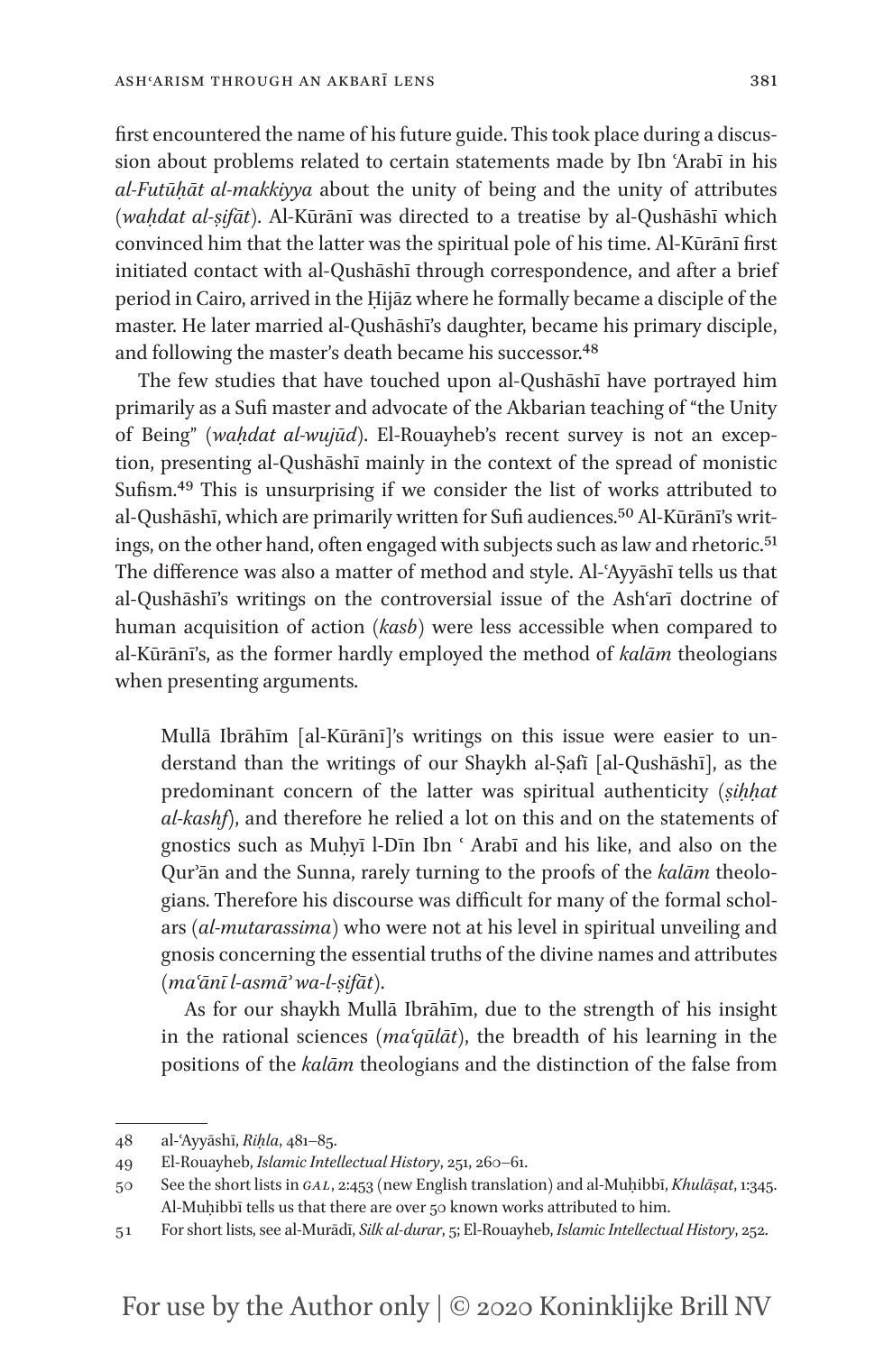first encountered the name of his future guide. This took place during a discussion about problems related to certain statements made by Ibn ʿArabī in his *al-Futūḥāt al-makkiyya* about the unity of being and the unity of attributes (*waḥdat al-ṣifāt*). Al-Kūrānī was directed to a treatise by al-Qushāshī which convinced him that the latter was the spiritual pole of his time. Al-Kūrānī first initiated contact with al-Qushāshī through correspondence, and after a brief period in Cairo, arrived in the Ḥijāz where he formally became a disciple of the master. He later married al-Qushāshī's daughter, became his primary disciple, and following the master's death became his successor.[48]

The few studies that have touched upon al-Qushāshī have portrayed him primarily as a Sufi master and advocate of the Akbarian teaching of "the Unity of Being" (*waḥdat al-wujūd*). El-Rouayheb's recent survey is not an exception, presenting al-Qushāshī mainly in the context of the spread of monistic Sufism.[49] This is unsurprising if we consider the list of works attributed to al-Qushāshī, which are primarily written for Sufi audiences.[50] Al-Kūrānī's writings, on the other hand, often engaged with subjects such as law and rhetoric.[51] The difference was also a matter of method and style. Al-ʿAyyāshī tells us that al-Qushāshī's writings on the controversial issue of the Ashʿarī doctrine of human acquisition of action (*kasb*) were less accessible when compared to al-Kūrānī's, as the former hardly employed the method of *kalām* theologians when presenting arguments.

> Mullā Ibrāhīm [al-Kūrānī]'s writings on this issue were easier to understand than the writings of our Shaykh al-Ṣafī [al-Qushāshī], as the predominant concern of the latter was spiritual authenticity (*ṣiḥḥat al-kashf*), and therefore he relied a lot on this and on the statements of gnostics such as Muḥyī l-Dīn Ibn ʿ Arabī and his like, and also on the Qurʾān and the Sunna, rarely turning to the proofs of the *kalām* theologians. Therefore his discourse was difficult for many of the formal scholars (*al-mutarassima*) who were not at his level in spiritual unveiling and gnosis concerning the essential truths of the divine names and attributes (*maʿānī l-asmāʾ wa-l-ṣifāt*).
>
> As for our shaykh Mullā Ibrāhīm, due to the strength of his insight in the rational sciences (*maʿqūlāt*), the breadth of his learning in the positions of the *kalām* theologians and the distinction of the false from

48 al-ʿAyyāshī, *Riḥla*, 481–85.

49 El-Rouayheb, *Islamic Intellectual History*, 251, 260–61.

50 See the short lists in *GAL*, 2:453 (new English translation) and al-Muḥibbī, *Khulāṣat*, 1:345. Al-Muḥibbī tells us that there are over 50 known works attributed to him.

51 For short lists, see al-Murādī, *Silk al-durar*, 5; El-Rouayheb, *Islamic Intellectual History*, 252.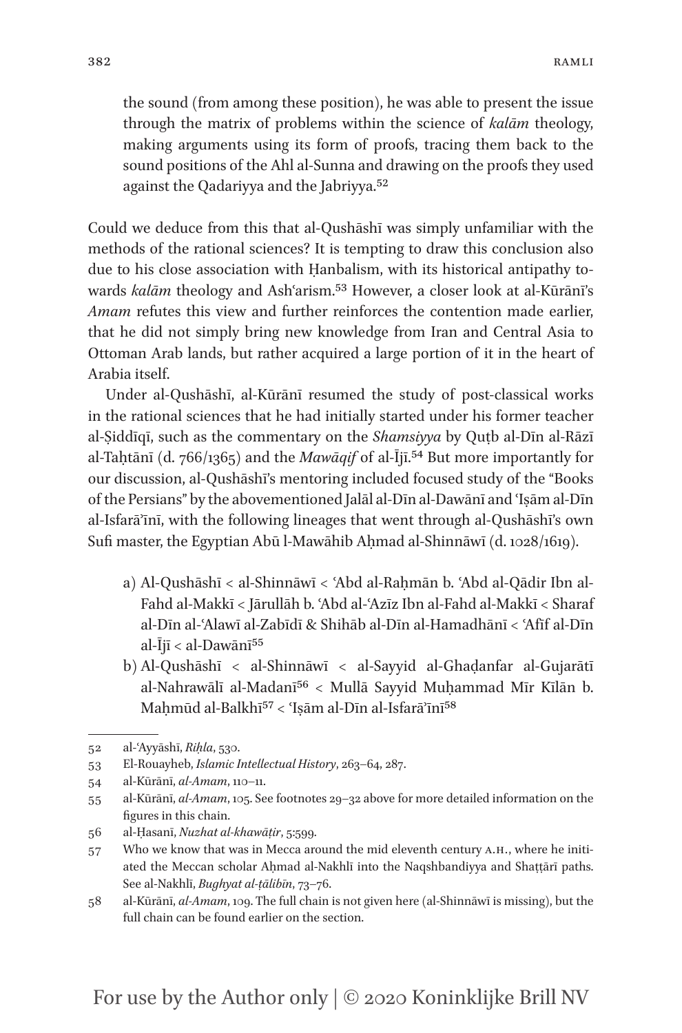> the sound (from among these position), he was able to present the issue through the matrix of problems within the science of *kalām* theology, making arguments using its form of proofs, tracing them back to the sound positions of the Ahl al-Sunna and drawing on the proofs they used against the Qadariyya and the Jabriyya.[52]

Could we deduce from this that al-Qushāshī was simply unfamiliar with the methods of the rational sciences? It is tempting to draw this conclusion also due to his close association with Ḥanbalism, with its historical antipathy towards *kalām* theology and Ashʿarism.[53] However, a closer look at al-Kūrānī's *Amam* refutes this view and further reinforces the contention made earlier, that he did not simply bring new knowledge from Iran and Central Asia to Ottoman Arab lands, but rather acquired a large portion of it in the heart of Arabia itself.

Under al-Qushāshī, al-Kūrānī resumed the study of post-classical works in the rational sciences that he had initially started under his former teacher al-Ṣiddīqī, such as the commentary on the *Shamsiyya* by Quṭb al-Dīn al-Rāzī al-Taḥtānī (d. 766/1365) and the *Mawāqif* of al-Ījī.[54] But more importantly for our discussion, al-Qushāshī's mentoring included focused study of the "Books of the Persians" by the abovementioned Jalāl al-Dīn al-Dawānī and ʿIṣām al-Dīn al-Isfarāʾīnī, with the following lineages that went through al-Qushāshī's own Sufi master, the Egyptian Abū l-Mawāhib Aḥmad al-Shinnāwī (d. 1028/1619).

a) Al-Qushāshī < al-Shinnāwī < ʿAbd al-Raḥmān b. ʿAbd al-Qādir Ibn al-Fahd al-Makkī < Jārullāh b. ʿAbd al-ʿAzīz Ibn al-Fahd al-Makkī < Sharaf al-Dīn al-ʿAlawī al-Zabīdī & Shihāb al-Dīn al-Hamadhānī < ʿAfīf al-Dīn al-Ījī < al-Dawānī[55]
b) Al-Qushāshī < al-Shinnāwī < al-Sayyid al-Ghaḍanfar al-Gujarātī al-Nahrawālī al-Madanī[56] < Mullā Sayyid Muḥammad Mīr Kīlān b. Maḥmūd al-Balkhī[57] < ʿIṣām al-Dīn al-Isfarāʾīnī[58]

---

52 al-ʿAyyāshī, *Riḥla*, 530.

53 El-Rouayheb, *Islamic Intellectual History*, 263–64, 287.

54 al-Kūrānī, *al-Amam*, 110–11.

55 al-Kūrānī, *al-Amam*, 105. See footnotes 29–32 above for more detailed information on the figures in this chain.

56 al-Ḥasanī, *Nuzhat al-khawāṭir*, 5:599.

57 Who we know that was in Mecca around the mid eleventh century A.H., where he initiated the Meccan scholar Aḥmad al-Nakhlī into the Naqshbandiyya and Shaṭṭārī paths. See al-Nakhlī, *Bughyat al-ṭālibīn*, 73–76.

58 al-Kūrānī, *al-Amam*, 109. The full chain is not given here (al-Shinnāwī is missing), but the full chain can be found earlier on the section.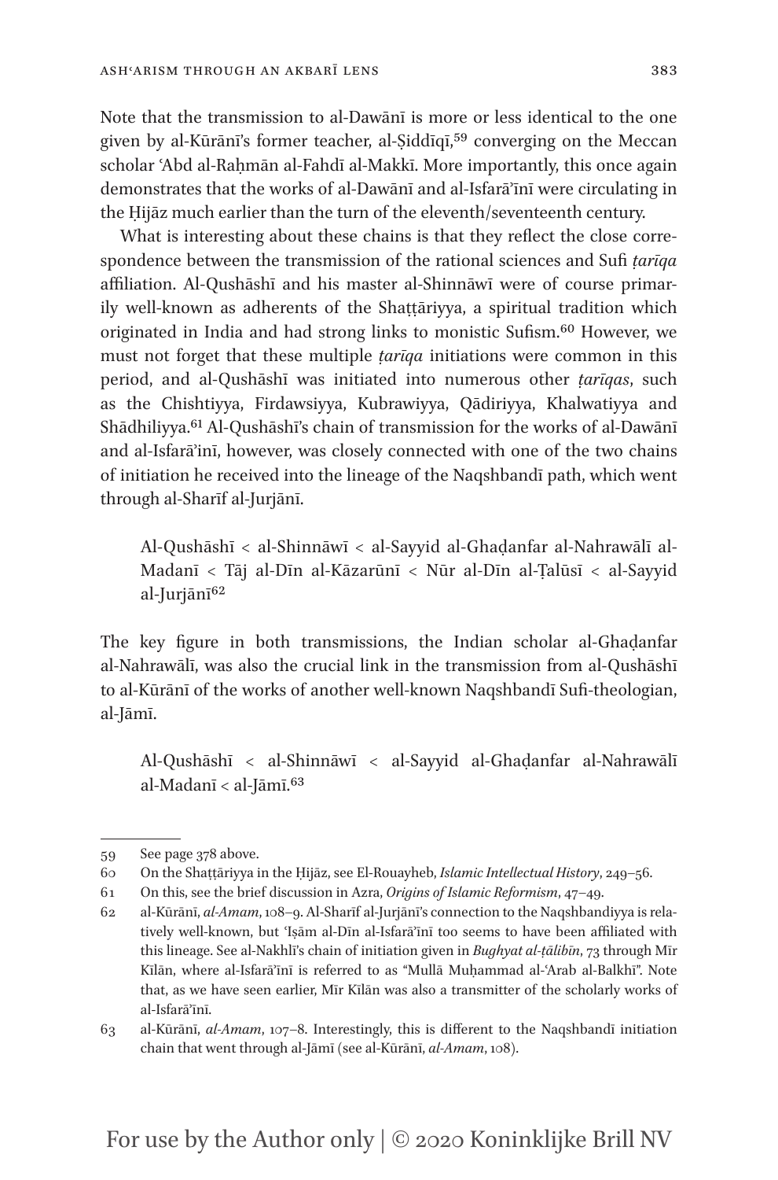Note that the transmission to al-Dawānī is more or less identical to the one given by al-Kūrānī's former teacher, al-Ṣiddīqī,[59] converging on the Meccan scholar ʿAbd al-Raḥmān al-Fahdī al-Makkī. More importantly, this once again demonstrates that the works of al-Dawānī and al-Isfarāʾīnī were circulating in the Ḥijāz much earlier than the turn of the eleventh/seventeenth century.

What is interesting about these chains is that they reflect the close correspondence between the transmission of the rational sciences and Sufi *ṭarīqa* affiliation. Al-Qushāshī and his master al-Shinnāwī were of course primarily well-known as adherents of the Shaṭṭāriyya, a spiritual tradition which originated in India and had strong links to monistic Sufism.[60] However, we must not forget that these multiple *ṭarīqa* initiations were common in this period, and al-Qushāshī was initiated into numerous other *ṭarīqas*, such as the Chishtiyya, Firdawsiyya, Kubrawiyya, Qādiriyya, Khalwatiyya and Shādhiliyya.[61] Al-Qushāshī's chain of transmission for the works of al-Dawānī and al-Isfarāʾinī, however, was closely connected with one of the two chains of initiation he received into the lineage of the Naqshbandī path, which went through al-Sharīf al-Jurjānī.

> Al-Qushāshī < al-Shinnāwī < al-Sayyid al-Ghaḍanfar al-Nahrawālī al-Madanī < Tāj al-Dīn al-Kāzarūnī < Nūr al-Dīn al-Ṭalūsī < al-Sayyid al-Jurjānī[62]

The key figure in both transmissions, the Indian scholar al-Ghaḍanfar al-Nahrawālī, was also the crucial link in the transmission from al-Qushāshī to al-Kūrānī of the works of another well-known Naqshbandī Sufi-theologian, al-Jāmī.

> Al-Qushāshī < al-Shinnāwī < al-Sayyid al-Ghaḍanfar al-Nahrawālī al-Madanī < al-Jāmī.[63]

---

59 See page 378 above.

60 On the Shaṭṭāriyya in the Ḥijāz, see El-Rouayheb, *Islamic Intellectual History*, 249–56.

61 On this, see the brief discussion in Azra, *Origins of Islamic Reformism*, 47–49.

62 al-Kūrānī, *al-Amam*, 108–9. Al-Sharīf al-Jurjānī's connection to the Naqshbandiyya is relatively well-known, but ʿIṣām al-Dīn al-Isfarāʾīnī too seems to have been affiliated with this lineage. See al-Nakhlī's chain of initiation given in *Bughyat al-ṭālibīn*, 73 through Mīr Kīlān, where al-Isfarāʾīnī is referred to as "Mullā Muḥammad al-ʿArab al-Balkhī". Note that, as we have seen earlier, Mīr Kīlān was also a transmitter of the scholarly works of al-Isfarāʾīnī.

63 al-Kūrānī, *al-Amam*, 107–8. Interestingly, this is different to the Naqshbandī initiation chain that went through al-Jāmī (see al-Kūrānī, *al-Amam*, 108).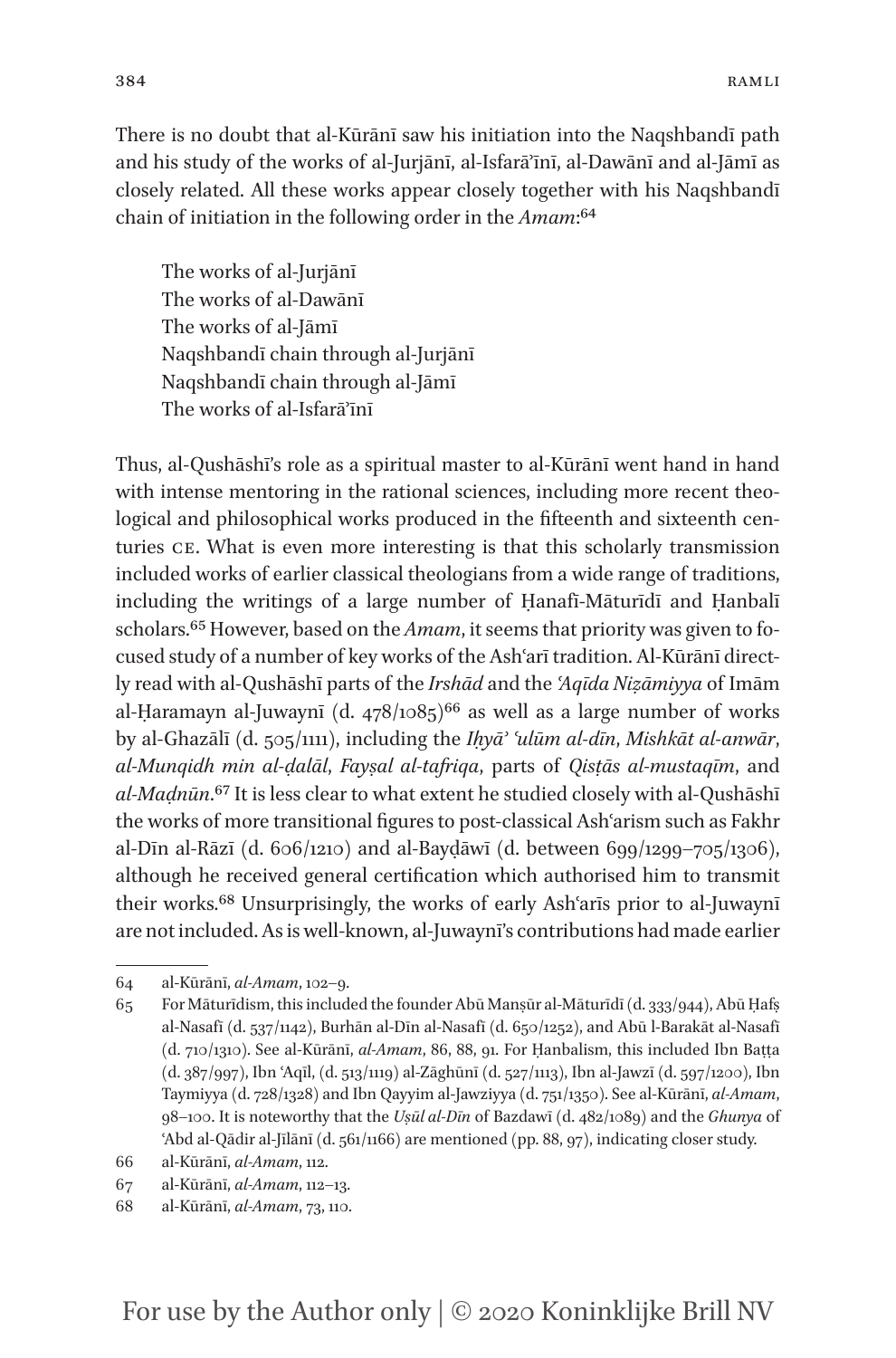There is no doubt that al-Kūrānī saw his initiation into the Naqshbandī path and his study of the works of al-Jurjānī, al-Isfarāʾīnī, al-Dawānī and al-Jāmī as closely related. All these works appear closely together with his Naqshbandī chain of initiation in the following order in the *Amam*:[64]

> The works of al-Jurjānī
> The works of al-Dawānī
> The works of al-Jāmī
> Naqshbandī chain through al-Jurjānī
> Naqshbandī chain through al-Jāmī
> The works of al-Isfarāʾīnī

Thus, al-Qushāshī's role as a spiritual master to al-Kūrānī went hand in hand with intense mentoring in the rational sciences, including more recent theological and philosophical works produced in the fifteenth and sixteenth centuries CE. What is even more interesting is that this scholarly transmission included works of earlier classical theologians from a wide range of traditions, including the writings of a large number of Ḥanafī-Māturīdī and Ḥanbalī scholars.[65] However, based on the *Amam*, it seems that priority was given to focused study of a number of key works of the Ashʿarī tradition. Al-Kūrānī directly read with al-Qushāshī parts of the *Irshād* and the *ʿAqīda Niẓāmiyya* of Imām al-Ḥaramayn al-Juwaynī (d. 478/1085)[66] as well as a large number of works by al-Ghazālī (d. 505/1111), including the *Iḥyāʾ ʿulūm al-dīn*, *Mishkāt al-anwār*, *al-Munqidh min al-ḍalāl*, *Fayṣal al-tafriqa*, parts of *Qisṭās al-mustaqīm*, and *al-Maḍnūn*.[67] It is less clear to what extent he studied closely with al-Qushāshī the works of more transitional figures to post-classical Ashʿarism such as Fakhr al-Dīn al-Rāzī (d. 606/1210) and al-Bayḍāwī (d. between 699/1299–705/1306), although he received general certification which authorised him to transmit their works.[68] Unsurprisingly, the works of early Ashʿarīs prior to al-Juwaynī are not included. As is well-known, al-Juwaynī's contributions had made earlier

---

64 al-Kūrānī, *al-Amam*, 102–9.

65 For Māturīdism, this included the founder Abū Manṣūr al-Māturīdī (d. 333/944), Abū Ḥafṣ al-Nasafī (d. 537/1142), Burhān al-Dīn al-Nasafī (d. 650/1252), and Abū l-Barakāt al-Nasafī (d. 710/1310). See al-Kūrānī, *al-Amam*, 86, 88, 91. For Ḥanbalism, this included Ibn Baṭṭa (d. 387/997), Ibn ʿAqīl, (d. 513/1119) al-Zāghūnī (d. 527/1113), Ibn al-Jawzī (d. 597/1200), Ibn Taymiyya (d. 728/1328) and Ibn Qayyim al-Jawziyya (d. 751/1350). See al-Kūrānī, *al-Amam*, 98–100. It is noteworthy that the *Uṣūl al-Dīn* of Bazdawī (d. 482/1089) and the *Ghunya* of ʿAbd al-Qādir al-Jīlānī (d. 561/1166) are mentioned (pp. 88, 97), indicating closer study.

66 al-Kūrānī, *al-Amam*, 112.

67 al-Kūrānī, *al-Amam*, 112–13.

68 al-Kūrānī, *al-Amam*, 73, 110.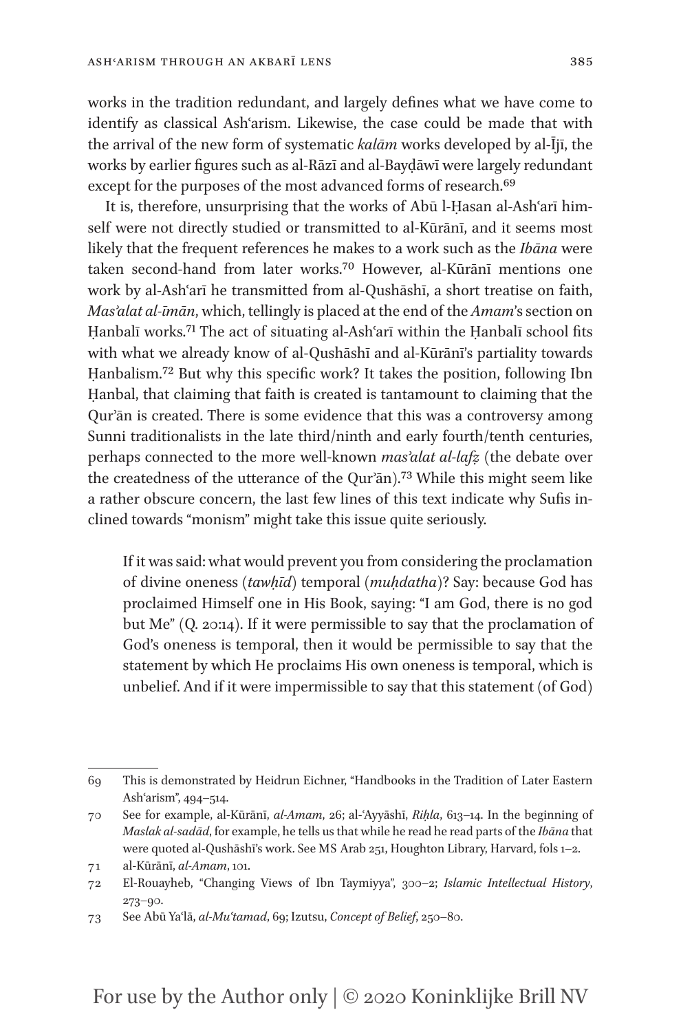works in the tradition redundant, and largely defines what we have come to identify as classical Ashʿarism. Likewise, the case could be made that with the arrival of the new form of systematic *kalām* works developed by al-Ījī, the works by earlier figures such as al-Rāzī and al-Bayḍāwī were largely redundant except for the purposes of the most advanced forms of research.[69]

It is, therefore, unsurprising that the works of Abū l-Ḥasan al-Ashʿarī himself were not directly studied or transmitted to al-Kūrānī, and it seems most likely that the frequent references he makes to a work such as the *Ibāna* were taken second-hand from later works.[70] However, al-Kūrānī mentions one work by al-Ashʿarī he transmitted from al-Qushāshī, a short treatise on faith, *Masʾalat al-īmān*, which, tellingly is placed at the end of the *Amam*'s section on Ḥanbalī works.[71] The act of situating al-Ashʿarī within the Ḥanbalī school fits with what we already know of al-Qushāshī and al-Kūrānī's partiality towards Ḥanbalism.[72] But why this specific work? It takes the position, following Ibn Ḥanbal, that claiming that faith is created is tantamount to claiming that the Qurʾān is created. There is some evidence that this was a controversy among Sunni traditionalists in the late third/ninth and early fourth/tenth centuries, perhaps connected to the more well-known *masʾalat al-lafẓ* (the debate over the createdness of the utterance of the Qurʾān).[73] While this might seem like a rather obscure concern, the last few lines of this text indicate why Sufis inclined towards "monism" might take this issue quite seriously.

> If it was said: what would prevent you from considering the proclamation of divine oneness (*tawḥīd*) temporal (*muḥdatha*)? Say: because God has proclaimed Himself one in His Book, saying: "I am God, there is no god but Me" (Q. 20:14). If it were permissible to say that the proclamation of God's oneness is temporal, then it would be permissible to say that the statement by which He proclaims His own oneness is temporal, which is unbelief. And if it were impermissible to say that this statement (of God)

---

69 This is demonstrated by Heidrun Eichner, "Handbooks in the Tradition of Later Eastern Ashʿarism", 494–514.

70 See for example, al-Kūrānī, *al-Amam*, 26; al-ʿAyyāshī, *Riḥla*, 613–14. In the beginning of *Maslak al-sadād*, for example, he tells us that while he read he read parts of the *Ibāna* that were quoted al-Qushāshī's work. See MS Arab 251, Houghton Library, Harvard, fols 1–2.

71 al-Kūrānī, *al-Amam*, 101.

72 El-Rouayheb, "Changing Views of Ibn Taymiyya", 300–2; *Islamic Intellectual History*, 273–90.

73 See Abū Yaʿlā, *al-Muʿtamad*, 69; Izutsu, *Concept of Belief*, 250–80.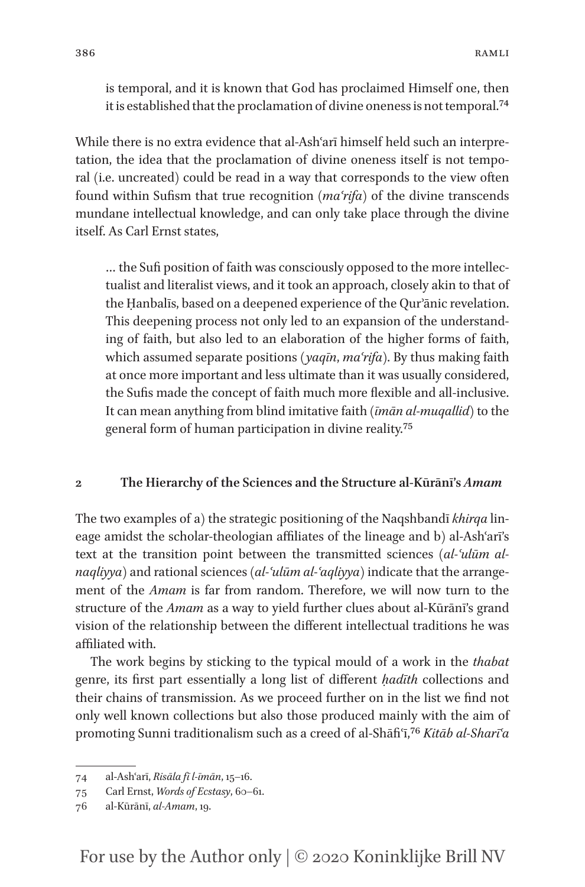> is temporal, and it is known that God has proclaimed Himself one, then it is established that the proclamation of divine oneness is not temporal.[74]

While there is no extra evidence that al-Ashʿarī himself held such an interpretation, the idea that the proclamation of divine oneness itself is not temporal (i.e. uncreated) could be read in a way that corresponds to the view often found within Sufism that true recognition (*maʿrifa*) of the divine transcends mundane intellectual knowledge, and can only take place through the divine itself. As Carl Ernst states,

> … the Sufi position of faith was consciously opposed to the more intellectualist and literalist views, and it took an approach, closely akin to that of the Ḥanbalīs, based on a deepened experience of the Qurʾānic revelation. This deepening process not only led to an expansion of the understanding of faith, but also led to an elaboration of the higher forms of faith, which assumed separate positions (*yaqīn*, *maʿrifa*). By thus making faith at once more important and less ultimate than it was usually considered, the Sufis made the concept of faith much more flexible and all-inclusive. It can mean anything from blind imitative faith (*īmān al-muqallid*) to the general form of human participation in divine reality.[75]

## 2 The Hierarchy of the Sciences and the Structure al-Kūrānī's *Amam*

The two examples of a) the strategic positioning of the Naqshbandī *khirqa* lineage amidst the scholar-theologian affiliates of the lineage and b) al-Ashʿarī's text at the transition point between the transmitted sciences (*al-ʿulūm al-naqliyya*) and rational sciences (*al-ʿulūm al-ʿaqliyya*) indicate that the arrangement of the *Amam* is far from random. Therefore, we will now turn to the structure of the *Amam* as a way to yield further clues about al-Kūrānī's grand vision of the relationship between the different intellectual traditions he was affiliated with.

The work begins by sticking to the typical mould of a work in the *thabat* genre, its first part essentially a long list of different *ḥadīth* collections and their chains of transmission. As we proceed further on in the list we find not only well known collections but also those produced mainly with the aim of promoting Sunni traditionalism such as a creed of al-Shāfiʿī,[76] *Kitāb al-Sharīʿa*

---

74 al-Ashʿarī, *Risāla fī l-īmān*, 15–16.

75 Carl Ernst, *Words of Ecstasy*, 60–61.

76 al-Kūrānī, *al-Amam*, 19.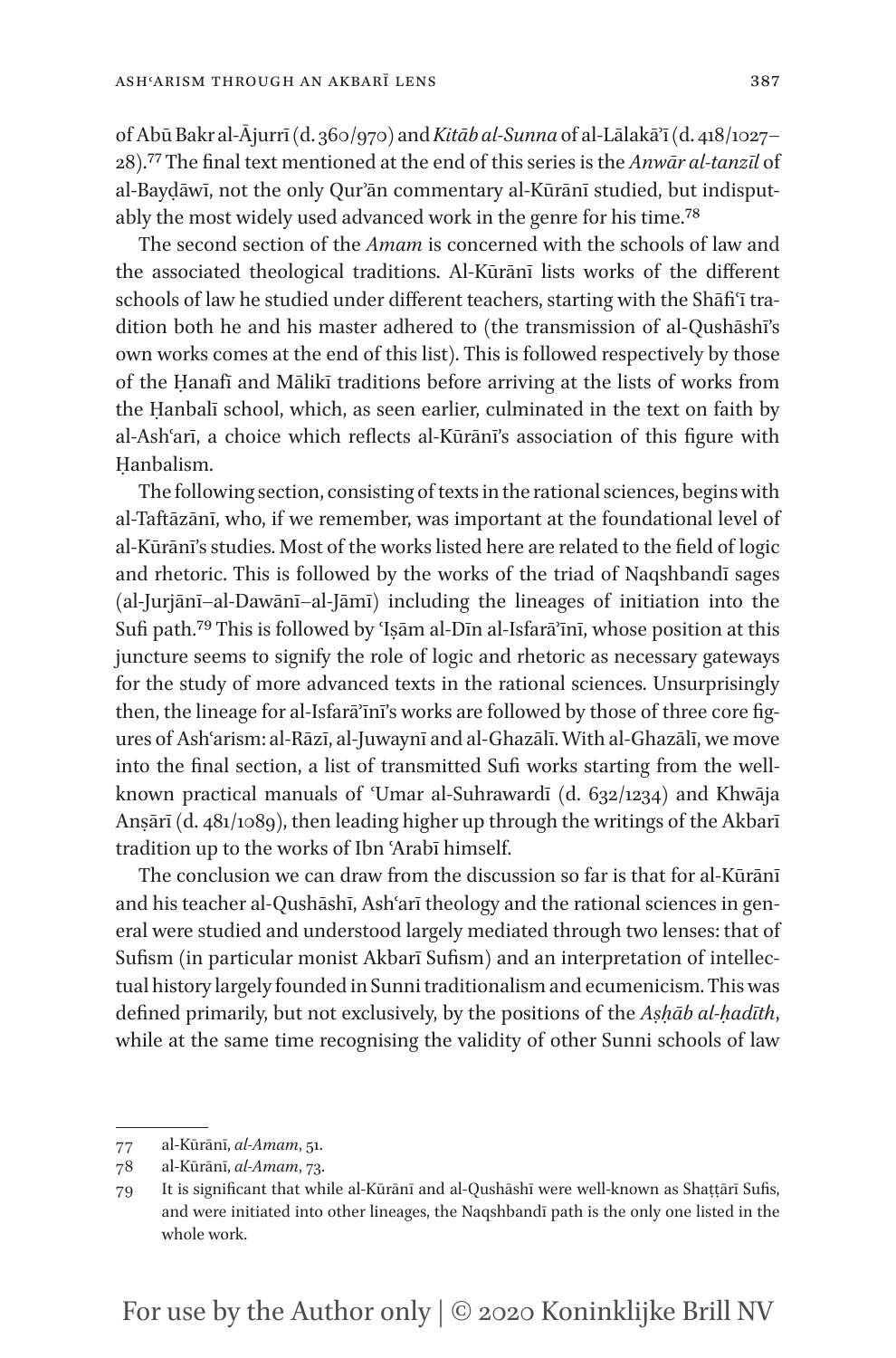of Abū Bakr al-Ājurrī (d. 360/970) and *Kitāb al-Sunna* of al-Lālakāʾī (d. 418/1027–28).[77] The final text mentioned at the end of this series is the *Anwār al-tanzīl* of al-Bayḍāwī, not the only Qurʾān commentary al-Kūrānī studied, but indisputably the most widely used advanced work in the genre for his time.[78]

The second section of the *Amam* is concerned with the schools of law and the associated theological traditions. Al-Kūrānī lists works of the different schools of law he studied under different teachers, starting with the Shāfiʿī tradition both he and his master adhered to (the transmission of al-Qushāshī's own works comes at the end of this list). This is followed respectively by those of the Ḥanafī and Mālikī traditions before arriving at the lists of works from the Ḥanbalī school, which, as seen earlier, culminated in the text on faith by al-Ashʿarī, a choice which reflects al-Kūrānī's association of this figure with Ḥanbalism.

The following section, consisting of texts in the rational sciences, begins with al-Taftāzānī, who, if we remember, was important at the foundational level of al-Kūrānī's studies. Most of the works listed here are related to the field of logic and rhetoric. This is followed by the works of the triad of Naqshbandī sages (al-Jurjānī–al-Dawānī–al-Jāmī) including the lineages of initiation into the Sufi path.[79] This is followed by ʿIṣām al-Dīn al-Isfarāʾīnī, whose position at this juncture seems to signify the role of logic and rhetoric as necessary gateways for the study of more advanced texts in the rational sciences. Unsurprisingly then, the lineage for al-Isfarāʾīnī's works are followed by those of three core figures of Ashʿarism: al-Rāzī, al-Juwaynī and al-Ghazālī. With al-Ghazālī, we move into the final section, a list of transmitted Sufi works starting from the well-known practical manuals of ʿUmar al-Suhrawardī (d. 632/1234) and Khwāja Anṣārī (d. 481/1089), then leading higher up through the writings of the Akbarī tradition up to the works of Ibn ʿArabī himself.

The conclusion we can draw from the discussion so far is that for al-Kūrānī and his teacher al-Qushāshī, Ashʿarī theology and the rational sciences in general were studied and understood largely mediated through two lenses: that of Sufism (in particular monist Akbarī Sufism) and an interpretation of intellectual history largely founded in Sunni traditionalism and ecumenicism. This was defined primarily, but not exclusively, by the positions of the *Aṣḥāb al-ḥadīth*, while at the same time recognising the validity of other Sunni schools of law

77 al-Kūrānī, *al-Amam*, 51.

78 al-Kūrānī, *al-Amam*, 73.

79 It is significant that while al-Kūrānī and al-Qushāshī were well-known as Shaṭṭārī Sufis, and were initiated into other lineages, the Naqshbandī path is the only one listed in the whole work.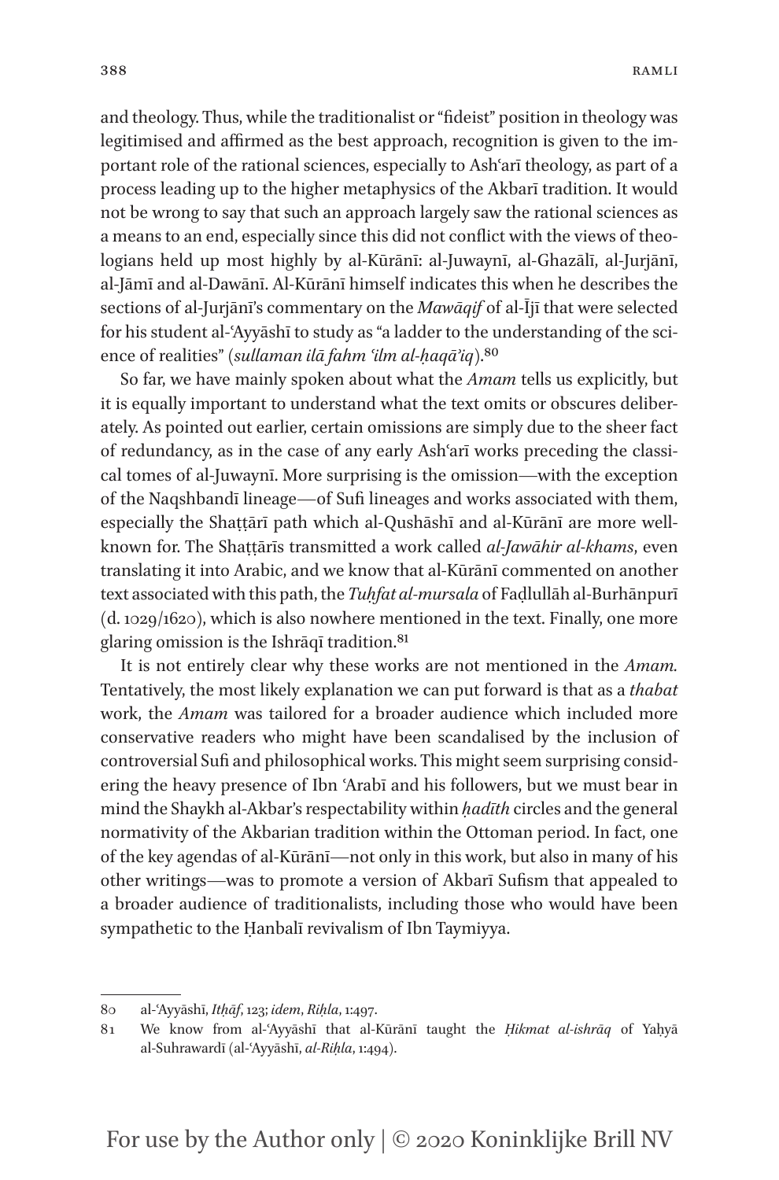and theology. Thus, while the traditionalist or "fideist" position in theology was legitimised and affirmed as the best approach, recognition is given to the important role of the rational sciences, especially to Ashʿarī theology, as part of a process leading up to the higher metaphysics of the Akbarī tradition. It would not be wrong to say that such an approach largely saw the rational sciences as a means to an end, especially since this did not conflict with the views of theologians held up most highly by al-Kūrānī: al-Juwaynī, al-Ghazālī, al-Jurjānī, al-Jāmī and al-Dawānī. Al-Kūrānī himself indicates this when he describes the sections of al-Jurjānī's commentary on the *Mawāqif* of al-Ījī that were selected for his student al-ʿAyyāshī to study as "a ladder to the understanding of the science of realities" (*sullaman ilā fahm ʿilm al-ḥaqāʾiq*).[80]

So far, we have mainly spoken about what the *Amam* tells us explicitly, but it is equally important to understand what the text omits or obscures deliberately. As pointed out earlier, certain omissions are simply due to the sheer fact of redundancy, as in the case of any early Ashʿarī works preceding the classical tomes of al-Juwaynī. More surprising is the omission—with the exception of the Naqshbandī lineage—of Sufi lineages and works associated with them, especially the Shaṭṭārī path which al-Qushāshī and al-Kūrānī are more well-known for. The Shaṭṭārīs transmitted a work called *al-Jawāhir al-khams*, even translating it into Arabic, and we know that al-Kūrānī commented on another text associated with this path, the *Tuḥfat al-mursala* of Faḍlullāh al-Burhānpurī (d. 1029/1620), which is also nowhere mentioned in the text. Finally, one more glaring omission is the Ishrāqī tradition.[81]

It is not entirely clear why these works are not mentioned in the *Amam.* Tentatively, the most likely explanation we can put forward is that as a *thabat* work, the *Amam* was tailored for a broader audience which included more conservative readers who might have been scandalised by the inclusion of controversial Sufi and philosophical works. This might seem surprising considering the heavy presence of Ibn ʿArabī and his followers, but we must bear in mind the Shaykh al-Akbar's respectability within *ḥadīth* circles and the general normativity of the Akbarian tradition within the Ottoman period. In fact, one of the key agendas of al-Kūrānī—not only in this work, but also in many of his other writings—was to promote a version of Akbarī Sufism that appealed to a broader audience of traditionalists, including those who would have been sympathetic to the Ḥanbalī revivalism of Ibn Taymiyya.

---

80 al-ʿAyyāshī, *Itḥāf*, 123; *idem*, *Riḥla*, 1:497.

81 We know from al-ʿAyyāshī that al-Kūrānī taught the *Ḥikmat al-ishrāq* of Yaḥyā al-Suhrawardī (al-ʿAyyāshī, *al-Riḥla*, 1:494).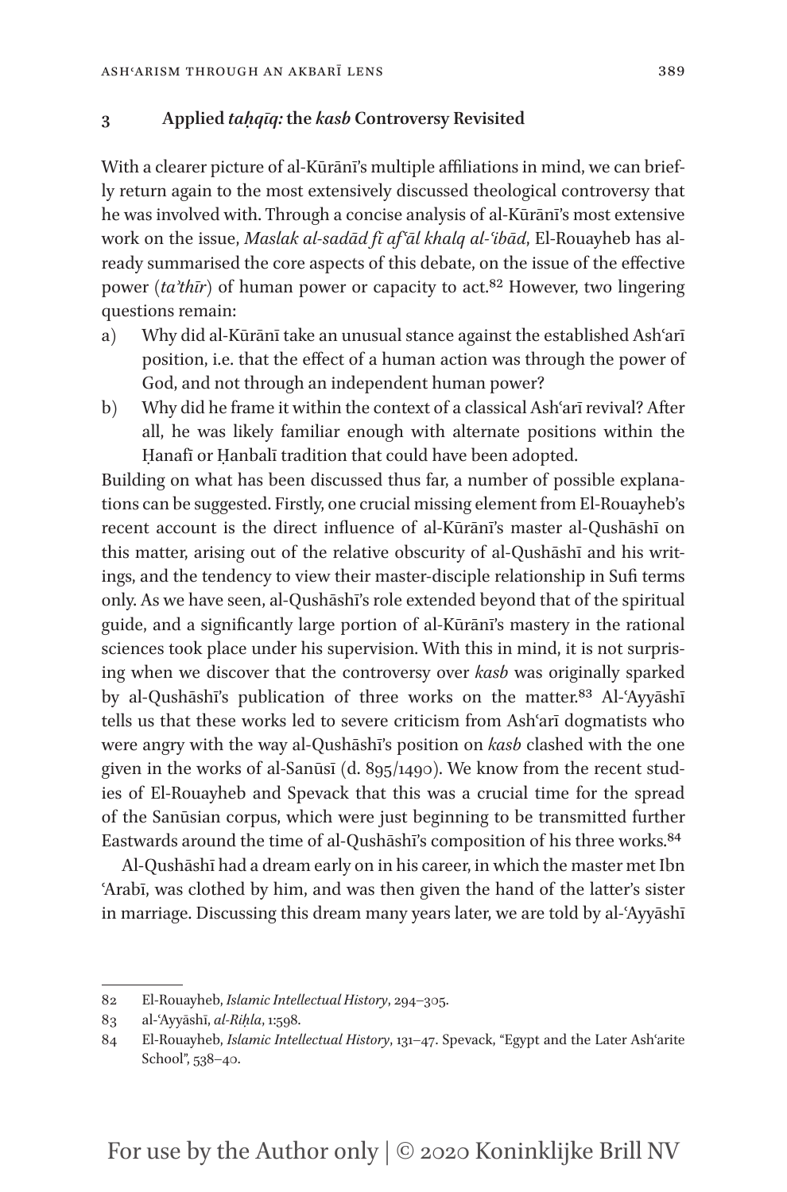### 3 Applied *taḥqīq:* the *kasb* Controversy Revisited

With a clearer picture of al-Kūrānī's multiple affiliations in mind, we can briefly return again to the most extensively discussed theological controversy that he was involved with. Through a concise analysis of al-Kūrānī's most extensive work on the issue, *Maslak al-sadād fī afʿāl khalq al-ʿibād*, El-Rouayheb has already summarised the core aspects of this debate, on the issue of the effective power (*ta'thīr*) of human power or capacity to act.[82] However, two lingering questions remain:

a) Why did al-Kūrānī take an unusual stance against the established Ashʿarī position, i.e. that the effect of a human action was through the power of God, and not through an independent human power?
b) Why did he frame it within the context of a classical Ashʿarī revival? After all, he was likely familiar enough with alternate positions within the Ḥanafī or Ḥanbalī tradition that could have been adopted.

Building on what has been discussed thus far, a number of possible explanations can be suggested. Firstly, one crucial missing element from El-Rouayheb's recent account is the direct influence of al-Kūrānī's master al-Qushāshī on this matter, arising out of the relative obscurity of al-Qushāshī and his writings, and the tendency to view their master-disciple relationship in Sufi terms only. As we have seen, al-Qushāshī's role extended beyond that of the spiritual guide, and a significantly large portion of al-Kūrānī's mastery in the rational sciences took place under his supervision. With this in mind, it is not surprising when we discover that the controversy over *kasb* was originally sparked by al-Qushāshī's publication of three works on the matter.[83] Al-ʿAyyāshī tells us that these works led to severe criticism from Ashʿarī dogmatists who were angry with the way al-Qushāshī's position on *kasb* clashed with the one given in the works of al-Sanūsī (d. 895/1490). We know from the recent studies of El-Rouayheb and Spevack that this was a crucial time for the spread of the Sanūsian corpus, which were just beginning to be transmitted further Eastwards around the time of al-Qushāshī's composition of his three works.[84]

Al-Qushāshī had a dream early on in his career, in which the master met Ibn ʿArabī, was clothed by him, and was then given the hand of the latter's sister in marriage. Discussing this dream many years later, we are told by al-ʿAyyāshī

---

82 El-Rouayheb, *Islamic Intellectual History*, 294–305.

83 al-ʿAyyāshī, *al-Riḥla*, 1:598.

84 El-Rouayheb, *Islamic Intellectual History*, 131–47. Spevack, "Egypt and the Later Ashʿarite School", 538–40.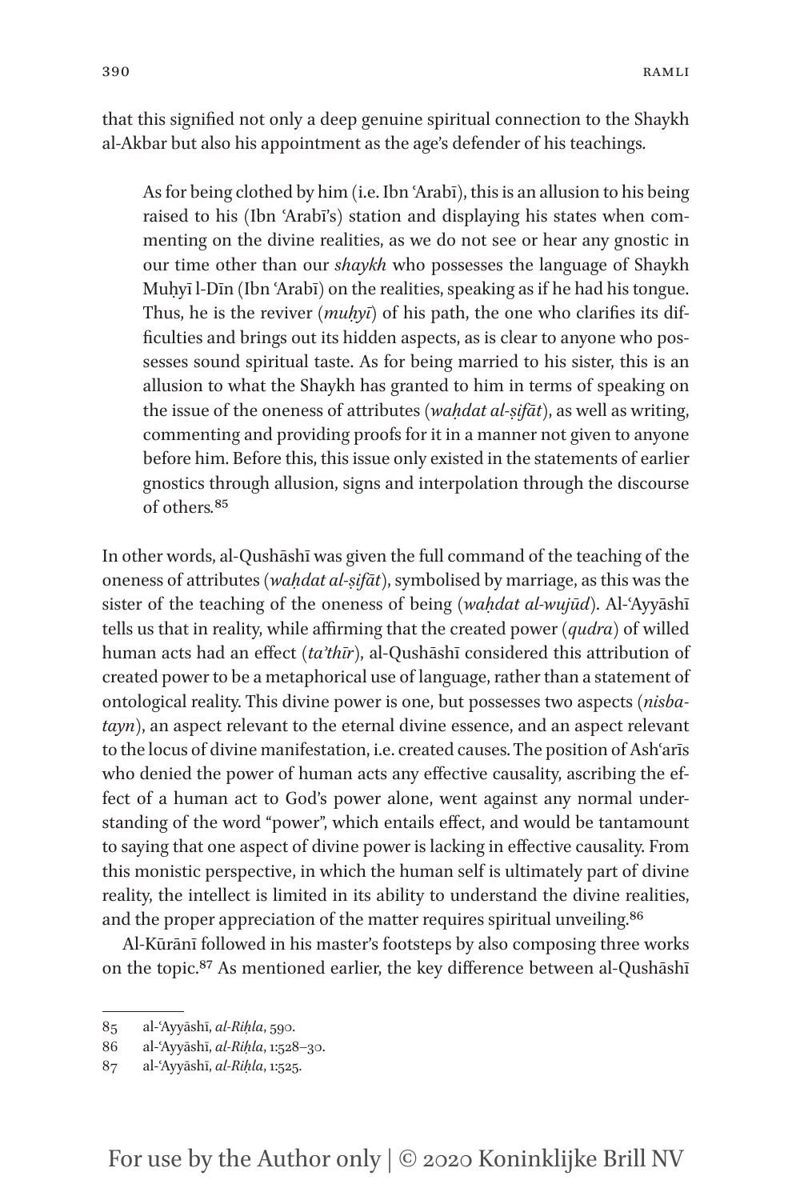that this signified not only a deep genuine spiritual connection to the Shaykh al-Akbar but also his appointment as the age's defender of his teachings.

> As for being clothed by him (i.e. Ibn ʿArabī), this is an allusion to his being raised to his (Ibn ʿArabī's) station and displaying his states when commenting on the divine realities, as we do not see or hear any gnostic in our time other than our *shaykh* who possesses the language of Shaykh Muḥyī l-Dīn (Ibn ʿArabī) on the realities, speaking as if he had his tongue. Thus, he is the reviver (*muḥyī*) of his path, the one who clarifies its difficulties and brings out its hidden aspects, as is clear to anyone who possesses sound spiritual taste. As for being married to his sister, this is an allusion to what the Shaykh has granted to him in terms of speaking on the issue of the oneness of attributes (*waḥdat al-ṣifāt*), as well as writing, commenting and providing proofs for it in a manner not given to anyone before him. Before this, this issue only existed in the statements of earlier gnostics through allusion, signs and interpolation through the discourse of others.[85]

In other words, al-Qushāshī was given the full command of the teaching of the oneness of attributes (*waḥdat al-ṣifāt*), symbolised by marriage, as this was the sister of the teaching of the oneness of being (*waḥdat al-wujūd*). Al-ʿAyyāshī tells us that in reality, while affirming that the created power (*qudra*) of willed human acts had an effect (*taʾthīr*), al-Qushāshī considered this attribution of created power to be a metaphorical use of language, rather than a statement of ontological reality. This divine power is one, but possesses two aspects (*nisbatayn*), an aspect relevant to the eternal divine essence, and an aspect relevant to the locus of divine manifestation, i.e. created causes. The position of Ashʿarīs who denied the power of human acts any effective causality, ascribing the effect of a human act to God's power alone, went against any normal understanding of the word "power", which entails effect, and would be tantamount to saying that one aspect of divine power is lacking in effective causality. From this monistic perspective, in which the human self is ultimately part of divine reality, the intellect is limited in its ability to understand the divine realities, and the proper appreciation of the matter requires spiritual unveiling.[86]

Al-Kūrānī followed in his master's footsteps by also composing three works on the topic.[87] As mentioned earlier, the key difference between al-Qushāshī

---

85 al-ʿAyyāshī, *al-Riḥla*, 590.

86 al-ʿAyyāshī, *al-Riḥla*, 1:528–30.

87 al-ʿAyyāshī, *al-Riḥla*, 1:525.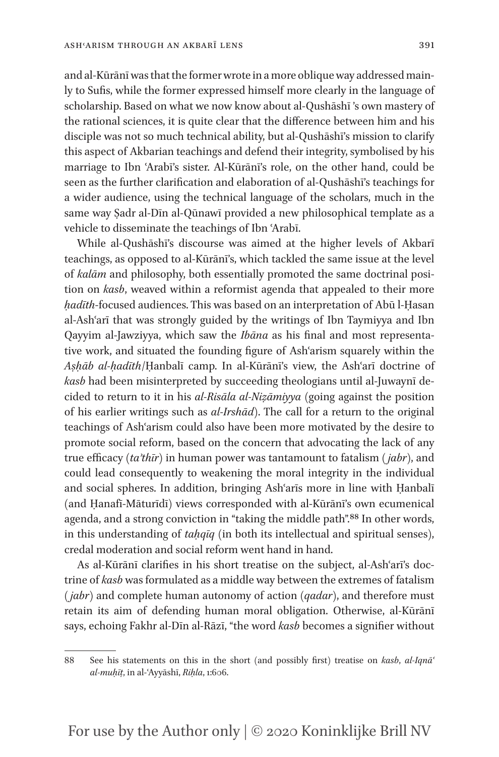and al-Kūrānī was that the former wrote in a more oblique way addressed mainly to Sufis, while the former expressed himself more clearly in the language of scholarship. Based on what we now know about al-Qushāshī 's own mastery of the rational sciences, it is quite clear that the difference between him and his disciple was not so much technical ability, but al-Qushāshī's mission to clarify this aspect of Akbarian teachings and defend their integrity, symbolised by his marriage to Ibn ʿArabī's sister. Al-Kūrānī's role, on the other hand, could be seen as the further clarification and elaboration of al-Qushāshī's teachings for a wider audience, using the technical language of the scholars, much in the same way Ṣadr al-Dīn al-Qūnawī provided a new philosophical template as a vehicle to disseminate the teachings of Ibn ʿArabī.

While al-Qushāshī's discourse was aimed at the higher levels of Akbarī teachings, as opposed to al-Kūrānī's, which tackled the same issue at the level of *kalām* and philosophy, both essentially promoted the same doctrinal position on *kasb*, weaved within a reformist agenda that appealed to their more *ḥadīth*-focused audiences. This was based on an interpretation of Abū l-Ḥasan al-Ashʿarī that was strongly guided by the writings of Ibn Taymiyya and Ibn Qayyim al-Jawziyya, which saw the *Ibāna* as his final and most representative work, and situated the founding figure of Ashʿarism squarely within the *Aṣḥāb al-ḥadīth*/Ḥanbalī camp. In al-Kūrānī's view, the Ashʿarī doctrine of *kasb* had been misinterpreted by succeeding theologians until al-Juwaynī decided to return to it in his *al-Risāla al-Niẓāmiyya* (going against the position of his earlier writings such as *al-Irshād*). The call for a return to the original teachings of Ashʿarism could also have been more motivated by the desire to promote social reform, based on the concern that advocating the lack of any true efficacy (*taʾthīr*) in human power was tantamount to fatalism (*jabr*), and could lead consequently to weakening the moral integrity in the individual and social spheres. In addition, bringing Ashʿarīs more in line with Ḥanbalī (and Ḥanafī-Māturīdī) views corresponded with al-Kūrānī's own ecumenical agenda, and a strong conviction in "taking the middle path".[88] In other words, in this understanding of *taḥqīq* (in both its intellectual and spiritual senses), credal moderation and social reform went hand in hand.

As al-Kūrānī clarifies in his short treatise on the subject, al-Ashʿarī's doctrine of *kasb* was formulated as a middle way between the extremes of fatalism (*jabr*) and complete human autonomy of action (*qadar*), and therefore must retain its aim of defending human moral obligation. Otherwise, al-Kūrānī says, echoing Fakhr al-Dīn al-Rāzī, "the word *kasb* becomes a signifier without

---

88 See his statements on this in the short (and possibly first) treatise on *kasb*, *al-Iqnāʿ al-muḥīṭ*, in al-ʿAyyāshī, *Riḥla*, 1:606.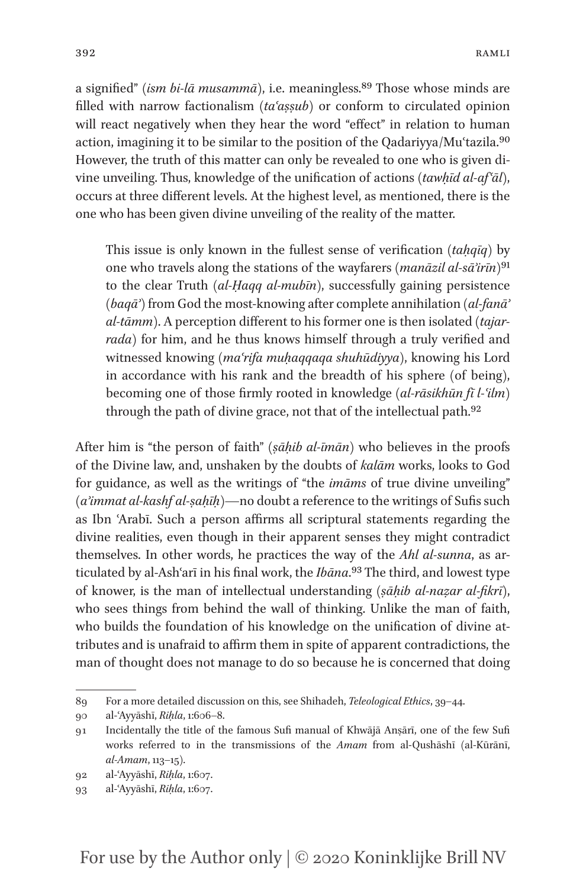a signified" (*ism bi-lā musammā*), i.e. meaningless.[89] Those whose minds are filled with narrow factionalism (*taʿaṣṣub*) or conform to circulated opinion will react negatively when they hear the word "effect" in relation to human action, imagining it to be similar to the position of the Qadariyya/Muʿtazila.[90] However, the truth of this matter can only be revealed to one who is given divine unveiling. Thus, knowledge of the unification of actions (*tawḥīd al-afʿāl*), occurs at three different levels. At the highest level, as mentioned, there is the one who has been given divine unveiling of the reality of the matter.

> This issue is only known in the fullest sense of verification (*taḥqīq*) by one who travels along the stations of the wayfarers (*manāzil al-sāʾirīn*)[91] to the clear Truth (*al-Ḥaqq al-mubīn*), successfully gaining persistence (*baqāʾ*) from God the most-knowing after complete annihilation (*al-fanāʾ al-tāmm*). A perception different to his former one is then isolated (*tajarrada*) for him, and he thus knows himself through a truly verified and witnessed knowing (*maʿrifa muḥaqqaqa shuhūdiyya*), knowing his Lord in accordance with his rank and the breadth of his sphere (of being), becoming one of those firmly rooted in knowledge (*al-rāsikhūn fī l-ʿilm*) through the path of divine grace, not that of the intellectual path.[92]

After him is "the person of faith" (*ṣāḥib al-īmān*) who believes in the proofs of the Divine law, and, unshaken by the doubts of *kalām* works, looks to God for guidance, as well as the writings of "the *imāms* of true divine unveiling" (*aʾimmat al-kashf al-ṣaḥīḥ*)—no doubt a reference to the writings of Sufis such as Ibn ʿArabī. Such a person affirms all scriptural statements regarding the divine realities, even though in their apparent senses they might contradict themselves. In other words, he practices the way of the *Ahl al-sunna*, as articulated by al-Ashʿarī in his final work, the *Ibāna*.[93] The third, and lowest type of knower, is the man of intellectual understanding (*ṣāḥib al-naẓar al-fikrī*), who sees things from behind the wall of thinking. Unlike the man of faith, who builds the foundation of his knowledge on the unification of divine attributes and is unafraid to affirm them in spite of apparent contradictions, the man of thought does not manage to do so because he is concerned that doing

---

89 For a more detailed discussion on this, see Shihadeh, *Teleological Ethics*, 39–44.

90 al-ʿAyyāshī, *Riḥla*, 1:606–8.

91 Incidentally the title of the famous Sufi manual of Khwājā Anṣārī, one of the few Sufi works referred to in the transmissions of the *Amam* from al-Qushāshī (al-Kūrānī, *al-Amam*, 113–15).

92 al-ʿAyyāshī, *Riḥla*, 1:607.

93 al-ʿAyyāshī, *Riḥla*, 1:607.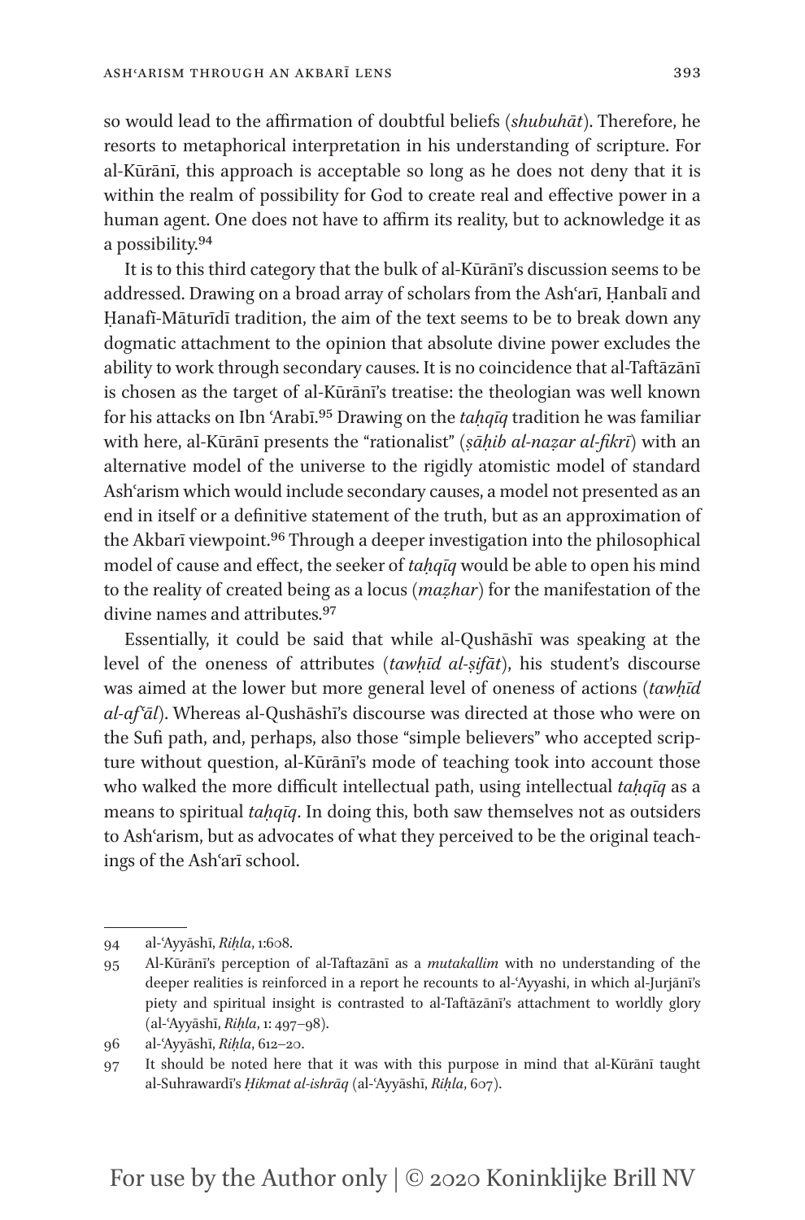so would lead to the affirmation of doubtful beliefs (*shubuhāt*). Therefore, he resorts to metaphorical interpretation in his understanding of scripture. For al-Kūrānī, this approach is acceptable so long as he does not deny that it is within the realm of possibility for God to create real and effective power in a human agent. One does not have to affirm its reality, but to acknowledge it as a possibility.[94]

It is to this third category that the bulk of al-Kūrānī's discussion seems to be addressed. Drawing on a broad array of scholars from the Ashʿarī, Ḥanbalī and Ḥanafī-Māturīdī tradition, the aim of the text seems to be to break down any dogmatic attachment to the opinion that absolute divine power excludes the ability to work through secondary causes. It is no coincidence that al-Taftāzānī is chosen as the target of al-Kūrānī's treatise: the theologian was well known for his attacks on Ibn ʿArabī.[95] Drawing on the *taḥqīq* tradition he was familiar with here, al-Kūrānī presents the "rationalist" (*ṣāḥib al-naẓar al-fikrī*) with an alternative model of the universe to the rigidly atomistic model of standard Ashʿarism which would include secondary causes, a model not presented as an end in itself or a definitive statement of the truth, but as an approximation of the Akbarī viewpoint.[96] Through a deeper investigation into the philosophical model of cause and effect, the seeker of *taḥqīq* would be able to open his mind to the reality of created being as a locus (*maẓhar*) for the manifestation of the divine names and attributes.[97]

Essentially, it could be said that while al-Qushāshī was speaking at the level of the oneness of attributes (*tawḥīd al-ṣifāt*), his student's discourse was aimed at the lower but more general level of oneness of actions (*tawḥīd al-afʿāl*). Whereas al-Qushāshī's discourse was directed at those who were on the Sufi path, and, perhaps, also those "simple believers" who accepted scripture without question, al-Kūrānī's mode of teaching took into account those who walked the more difficult intellectual path, using intellectual *taḥqīq* as a means to spiritual *taḥqīq*. In doing this, both saw themselves not as outsiders to Ashʿarism, but as advocates of what they perceived to be the original teachings of the Ashʿarī school.

---

94 al-ʿAyyāshī, *Riḥla*, 1:608.

95 Al-Kūrānī's perception of al-Taftazānī as a *mutakallim* with no understanding of the deeper realities is reinforced in a report he recounts to al-ʿAyyashi, in which al-Jurjānī's piety and spiritual insight is contrasted to al-Taftāzānī's attachment to worldly glory (al-ʿAyyāshī, *Riḥla*, 1: 497–98).

96 al-ʿAyyāshī, *Riḥla*, 612–20.

97 It should be noted here that it was with this purpose in mind that al-Kūrānī taught al-Suhrawardī's *Ḥikmat al-ishrāq* (al-ʿAyyāshī, *Riḥla*, 607).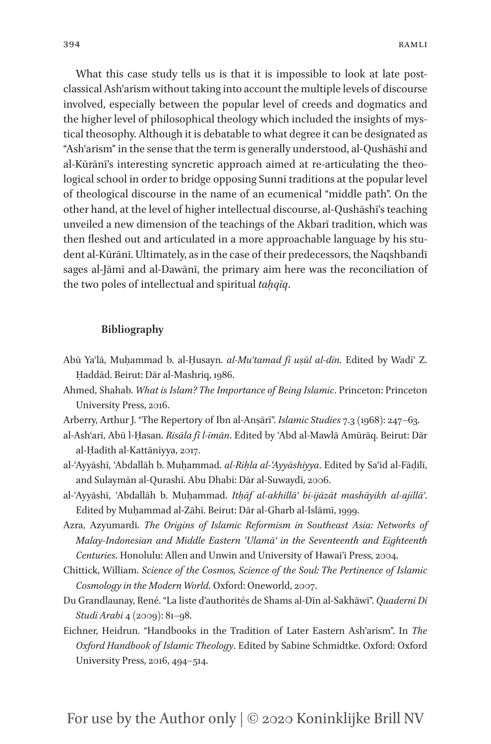What this case study tells us is that it is impossible to look at late post-classical Ashʿarism without taking into account the multiple levels of discourse involved, especially between the popular level of creeds and dogmatics and the higher level of philosophical theology which included the insights of mystical theosophy. Although it is debatable to what degree it can be designated as "Ashʿarism" in the sense that the term is generally understood, al-Qushāshī and al-Kūrānī's interesting syncretic approach aimed at re-articulating the theological school in order to bridge opposing Sunni traditions at the popular level of theological discourse in the name of an ecumenical "middle path". On the other hand, at the level of higher intellectual discourse, al-Qushāshī's teaching unveiled a new dimension of the teachings of the Akbarī tradition, which was then fleshed out and articulated in a more approachable language by his student al-Kūrānī. Ultimately, as in the case of their predecessors, the Naqshbandī sages al-Jāmī and al-Dawānī, the primary aim here was the reconciliation of the two poles of intellectual and spiritual *taḥqīq*.

## Bibliography

Abū Yaʿlā, Muḥammad b. al-Ḥusayn. *al-Muʿtamad fī uṣūl al-dīn.* Edited by Wadīʿ Z. Ḥaddād. Beirut: Dār al-Mashriq, 1986.

Ahmed, Shahab. *What is Islam? The Importance of Being Islamic*. Princeton: Princeton University Press, 2016.

Arberry, Arthur J. "The Repertory of Ibn al-Anṣārī". *Islamic Studies* 7.3 (1968): 247–63.

al-Ashʿarī, Abū l-Ḥasan. *Risāla fī l-īmān*. Edited by ʿAbd al-Mawlā Amūrāq. Beirut: Dār al-Ḥadīth al-Kattāniyya, 2017.

al-ʿAyyāshī, ʿAbdallāh b. Muḥammad. *al-Riḥla al-ʿAyyāshiyya*. Edited by Saʿīd al-Fāḍilī, and Sulaymān al-Qurashī. Abu Dhabi: Dār al-Suwaydī, 2006.

al-ʿAyyāshī, ʿAbdallāh b. Muḥammad. *Itḥāf al-akhillāʾ bi-ijāzāt mashāyikh al-ajillāʾ*. Edited by Muḥammad al-Zāhī. Beirut: Dār al-Gharb al-Islāmī, 1999.

Azra, Azyumardi. *The Origins of Islamic Reformism in Southeast Asia: Networks of Malay-Indonesian and Middle Eastern ʿUlamāʾ in the Seventeenth and Eighteenth Centuries*. Honolulu: Allen and Unwin and University of Hawai'i Press, 2004.

Chittick, William. *Science of the Cosmos, Science of the Soul: The Pertinence of Islamic Cosmology in the Modern World*. Oxford: Oneworld, 2007.

Du Grandlaunay, René. "La liste d'authorités de Shams al-Dīn al-Sakhāwī". *Quaderni Di Studi Arabi* 4 (2009): 81–98.

Eichner, Heidrun. "Handbooks in the Tradition of Later Eastern Ashʿarism". In *The Oxford Handbook of Islamic Theology*. Edited by Sabine Schmidtke. Oxford: Oxford University Press, 2016, 494–514.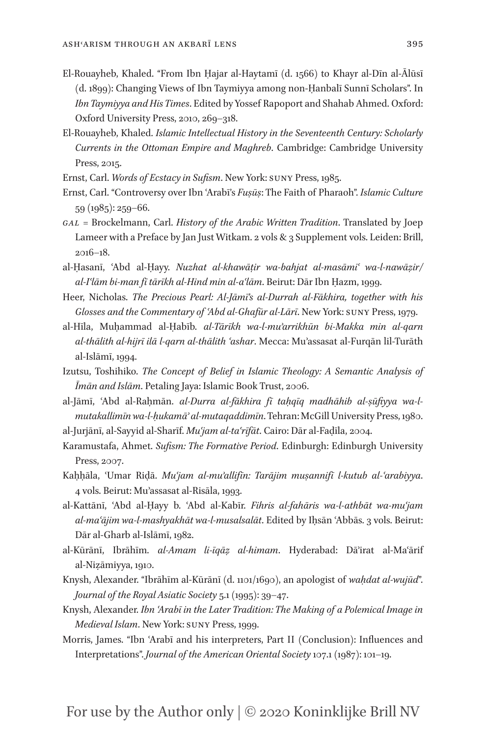El-Rouayheb, Khaled. "From Ibn Ḥajar al-Haytamī (d. 1566) to Khayr al-Dīn al-Ālūsī (d. 1899): Changing Views of Ibn Taymiyya among non-Ḥanbalī Sunnī Scholars". In *Ibn Taymiyya and His Times*. Edited by Yossef Rapoport and Shahab Ahmed. Oxford: Oxford University Press, 2010, 269–318.

El-Rouayheb, Khaled. *Islamic Intellectual History in the Seventeenth Century: Scholarly Currents in the Ottoman Empire and Maghreb*. Cambridge: Cambridge University Press, 2015.

Ernst, Carl. *Words of Ecstacy in Sufism*. New York: SUNY Press, 1985.

Ernst, Carl. "Controversy over Ibn ʿArabī's *Fuṣūṣ*: The Faith of Pharaoh". *Islamic Culture* 59 (1985): 259–66.

*GAL* = Brockelmann, Carl. *History of the Arabic Written Tradition*. Translated by Joep Lameer with a Preface by Jan Just Witkam. 2 vols & 3 Supplement vols. Leiden: Brill, 2016–18.

al-Ḥasanī, ʿAbd al-Ḥayy. *Nuzhat al-khawāṭir wa-bahjat al-masāmiʿ wa-l-nawāẓir/ al-Iʿlām bi-man fī tārīkh al-Hind min al-aʿlām*. Beirut: Dār Ibn Ḥazm, 1999.

Heer, Nicholas. *The Precious Pearl: Al-Jāmī's al-Durrah al-Fākhira, together with his Glosses and the Commentary of ʿAbd al-Ghafūr al-Lārī*. New York: SUNY Press, 1979.

al-Hīla, Muḥammad al-Ḥabīb. *al-Tārīkh wa-l-muʾarrikhūn bi-Makka min al-qarn al-thālith al-hijrī ilā l-qarn al-thālith ʿashar*. Mecca: Muʾassasat al-Furqān lil-Turāth al-Islāmī, 1994.

Izutsu, Toshihiko. *The Concept of Belief in Islamic Theology: A Semantic Analysis of Īmān and Islām*. Petaling Jaya: Islamic Book Trust, 2006.

al-Jāmī, ʿAbd al-Raḥmān. *al-Durra al-fākhira fī taḥqīq madhāhib al-ṣūfiyya wa-l-mutakallimīn wa-l-ḥukamāʾ al-mutaqaddimīn*. Tehran: McGill University Press, 1980.

al-Jurjānī, al-Sayyid al-Sharīf. *Muʿjam al-taʿrīfāt*. Cairo: Dār al-Faḍīla, 2004.

Karamustafa, Ahmet. *Sufism: The Formative Period*. Edinburgh: Edinburgh University Press, 2007.

Kaḥḥāla, ʿUmar Riḍā. *Muʿjam al-muʾallifīn: Tarājim muṣannifī l-kutub al-ʿarabiyya*. 4 vols. Beirut: Muʾassasat al-Risāla, 1993.

al-Kattānī, ʿAbd al-Ḥayy b. ʿAbd al-Kabīr. *Fihris al-fahāris wa-l-athbāt wa-muʿjam al-maʿājim wa-l-mashyakhāt wa-l-musalsalāt*. Edited by Iḥsān ʿAbbās. 3 vols. Beirut: Dār al-Gharb al-Islāmī, 1982.

al-Kūrānī, Ibrāhīm. *al-Amam li-īqāẓ al-himam*. Hyderabad: Dāʾirat al-Maʿārif al-Niẓāmiyya, 1910.

Knysh, Alexander. "Ibrāhīm al-Kūrānī (d. 1101/1690), an apologist of *waḥdat al-wujūd*". *Journal of the Royal Asiatic Society* 5.1 (1995): 39–47.

Knysh, Alexander. *Ibn ʿArabī in the Later Tradition: The Making of a Polemical Image in Medieval Islam*. New York: SUNY Press, 1999.

Morris, James. "Ibn ʿArabī and his interpreters, Part II (Conclusion): Influences and Interpretations". *Journal of the American Oriental Society* 107.1 (1987): 101–19.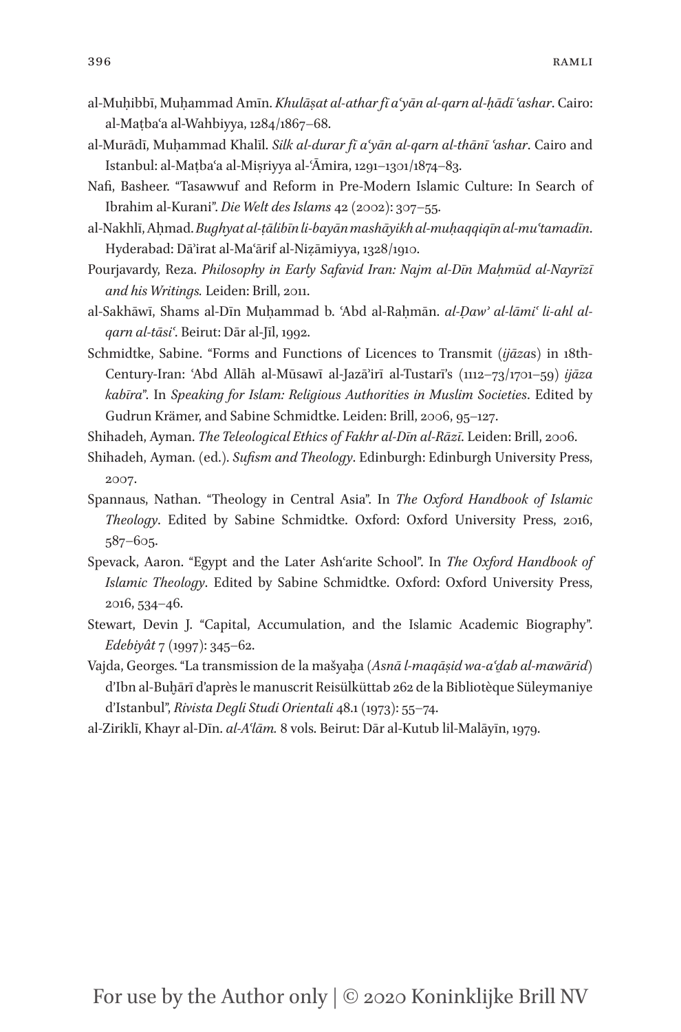al-Muḥibbī, Muḥammad Amīn. *Khulāṣat al-athar fī aʿyān al-qarn al-ḥādī ʿashar*. Cairo: al-Maṭbaʿa al-Wahbiyya, 1284/1867–68.

al-Murādī, Muḥammad Khalīl. *Silk al-durar fī aʿyān al-qarn al-thānī ʿashar*. Cairo and Istanbul: al-Maṭbaʿa al-Miṣriyya al-ʿĀmira, 1291–1301/1874–83.

Nafi, Basheer. "Tasawwuf and Reform in Pre-Modern Islamic Culture: In Search of Ibrahim al-Kurani". *Die Welt des Islams* 42 (2002): 307–55.

al-Nakhlī, Aḥmad. *Bughyat al-ṭālibīn li-bayān mashāyikh al-muḥaqqiqīn al-muʿtamadīn*. Hyderabad: Dāʾirat al-Maʿārif al-Niẓāmiyya, 1328/1910.

Pourjavardy, Reza. *Philosophy in Early Safavid Iran: Najm al-Dīn Maḥmūd al-Nayrīzī and his Writings.* Leiden: Brill, 2011.

al-Sakhāwī, Shams al-Dīn Muḥammad b. ʿAbd al-Raḥmān. *al-Ḍawʾ al-lāmiʿ li-ahl al-qarn al-tāsiʿ*. Beirut: Dār al-Jīl, 1992.

Schmidtke, Sabine. "Forms and Functions of Licences to Transmit (*ijāza*s) in 18th-Century-Iran: ʿAbd Allāh al-Mūsawī al-Jazāʾirī al-Tustarī's (1112–73/1701–59) *ijāza kabīra*". In *Speaking for Islam: Religious Authorities in Muslim Societies*. Edited by Gudrun Krämer, and Sabine Schmidtke. Leiden: Brill, 2006, 95–127.

Shihadeh, Ayman. *The Teleological Ethics of Fakhr al-Dīn al-Rāzī.* Leiden: Brill, 2006.

Shihadeh, Ayman. (ed.). *Sufism and Theology*. Edinburgh: Edinburgh University Press, 2007.

Spannaus, Nathan. "Theology in Central Asia". In *The Oxford Handbook of Islamic Theology*. Edited by Sabine Schmidtke. Oxford: Oxford University Press, 2016, 587–605.

Spevack, Aaron. "Egypt and the Later Ashʿarite School". In *The Oxford Handbook of Islamic Theology*. Edited by Sabine Schmidtke. Oxford: Oxford University Press, 2016, 534–46.

Stewart, Devin J. "Capital, Accumulation, and the Islamic Academic Biography". *Edebiyât* 7 (1997): 345–62.

Vajda, Georges. "La transmission de la mašyaḫa (*Asnā l-maqāṣid wa-aʿḏab al-mawārid*) d'Ibn al-Buḫārī d'après le manuscrit Reisülküttab 262 de la Bibliotèque Süleymaniye d'Istanbul", *Rivista Degli Studi Orientali* 48.1 (1973): 55–74.

al-Ziriklī, Khayr al-Dīn. *al-Aʿlām.* 8 vols. Beirut: Dār al-Kutub lil-Malāyīn, 1979.

For use by the Author only | © 2020 Koninklijke Brill NV